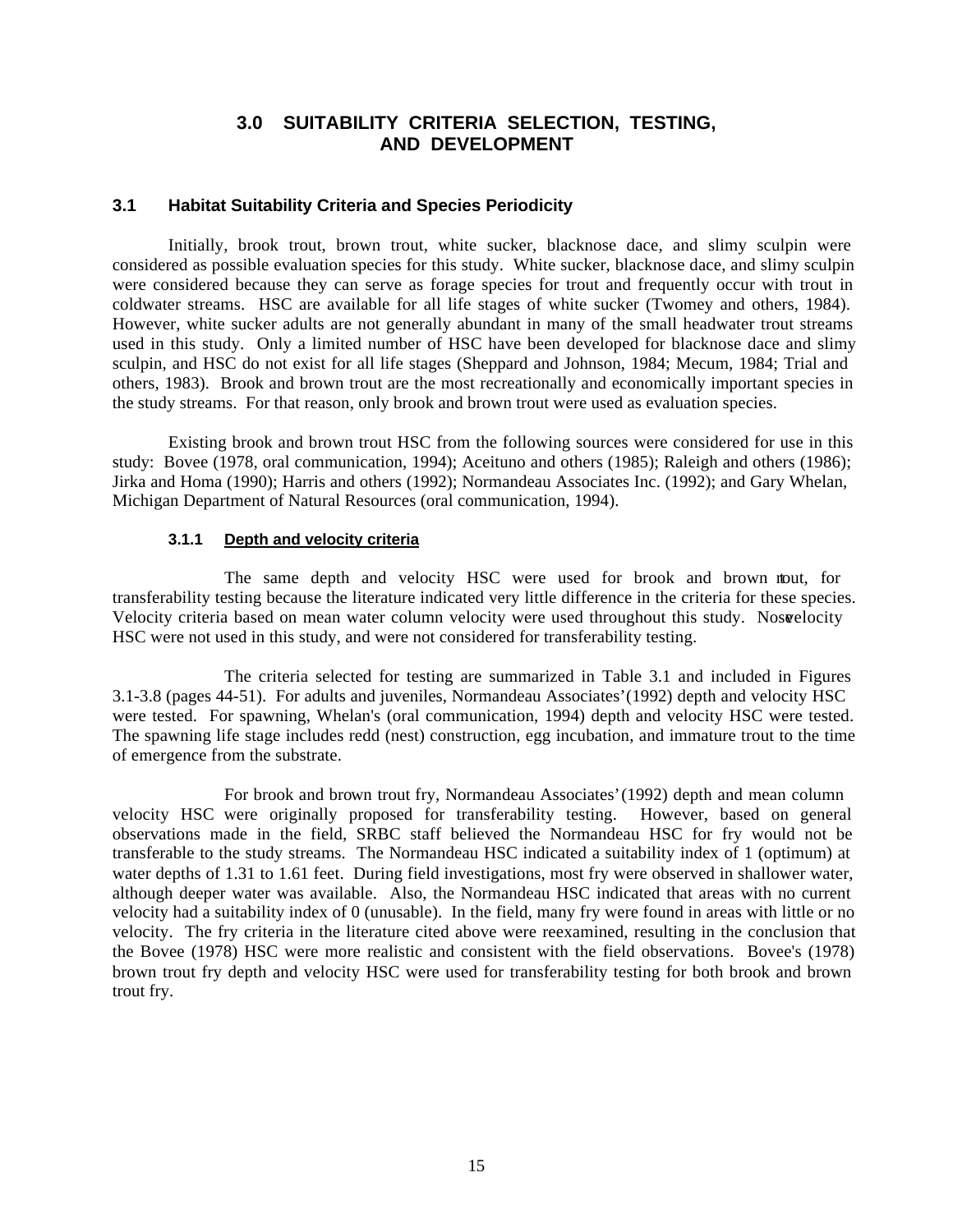# 3.0 SUITABILITY CRITERIA SELECTION, TESTING, AND DEVELOPMENT

## 3.1 Habitat Suitability Criteria and Species Periodicity

Initially, brook trout, brown trout, white sucker, blacknose dace, and slimy sculpin were considered as possible evaluation species for this study. White sucker, blacknose dace, and slimy sculpin were considered because they can serve as forage species for trout and frequently occur with trout in coldwater streams. HSC are available for all life stages of white sucker (Twomey and others, 1984). However, white sucker adults are not generally abundant in many of the small headwater trout streams used in this study. Only a limited number of HSC have been developed for blacknose dace and slimy sculpin, and HSC do not exist for all life stages (Sheppard and Johnson, 1984; Mecum, 1984; Trial and others, 1983). Brook and brown trout are the most recreationally and economically important species in the study streams. For that reason, only brook and brown trout were used as evaluation species.

Existing brook and brown trout HSC from the following sources were considered for use in this study: Bovee (1978, oral communication, 1994); Aceituno and others (1985); Raleigh and others (1986); Jirka and Homa (1990); Harris and others (1992); Normandeau Associates Inc. (1992); and Gary Whelan, Michigan Department of Natural Resources (oral communication, 1994).

### 3.1.1 Depth and velocity criteria

The same depth and velocity HSC were used for brook and brown trout, for transferability testing because the literature indicated very little difference in the criteria for these species. Velocity criteria based on mean water column velocity were used throughout this study. Nose velocity HSC were not used in this study, and were not considered for transferability testing.

The criteria selected for testing are summarized in Table 3.1 and included in Figures 3.1-3.8 (pages 44-51). For adults and juveniles, Normandeau Associates' (1992) depth and velocity HSC were tested. For spawning, Whelan's (oral communication, 1994) depth and velocity HSC were tested. The spawning life stage includes redd (nest) construction, egg incubation, and immature trout to the time of emergence from the substrate.

For brook and brown trout fry, Normandeau Associates' (1992) depth and mean column velocity HSC were originally proposed for transferability testing. However, based on general observations made in the field, SRBC staff believed the Normandeau HSC for fry would not be transferable to the study streams. The Normandeau HSC indicated a suitability index of 1 (optimum) at water depths of 1.31 to 1.61 feet. During field investigations, most fry were observed in shallower water, although deeper water was available. Also, the Normandeau HSC indicated that areas with no current velocity had a suitability index of 0 (unusable). In the field, many fry were found in areas with little or no velocity. The fry criteria in the literature cited above were reexamined, resulting in the conclusion that the Bovee (1978) HSC were more realistic and consistent with the field observations. Bovee's (1978) brown trout fry depth and velocity HSC were used for transferability testing for both brook and brown trout fry.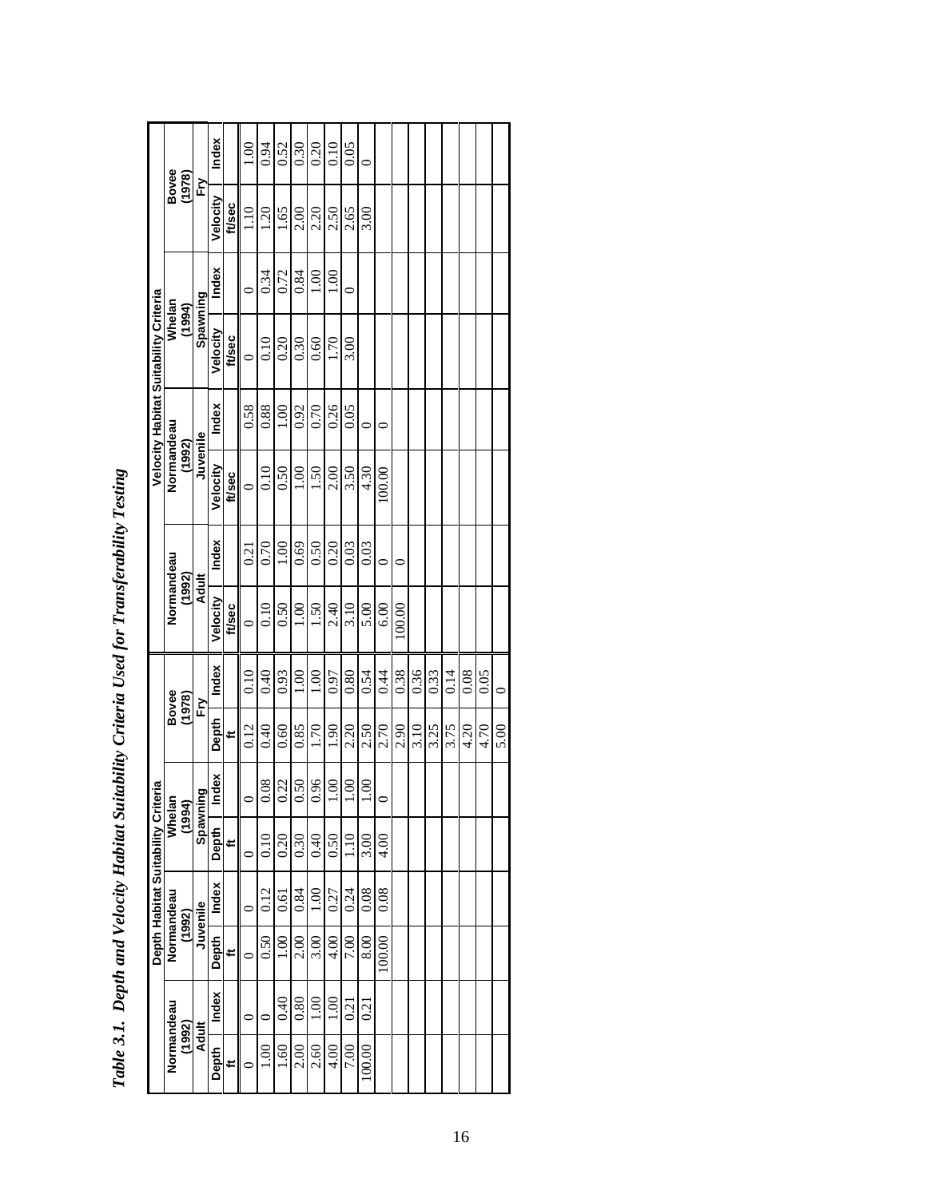*Table 3.1. Depth and Velocity Habitat Suitability Criteria Used for Transferability Testing*

| Depth Habitat Suitability Criteria | | | | | | | | Velocity Habitat Suitability Criteria | | | | | | | |
|---|---|---|---|---|---|---|---|---|---|---|---|---|---|---|---|
| Normandeau (1992) | | Normandeau (1992) | | Whelan (1994) | | Bovee (1978) | | Normandeau (1992) | | Normandeau (1992) | | Whelan (1994) | | Bovee (1978) | |
| Adult | | Juvenile | | Spawning | | Fry | | Adult | | Juvenile | | Spawning | | Fry | |
| Depth | Index | Depth | Index | Depth | Index | Depth | Index | Velocity | Index | Velocity | Index | Velocity | Index | Velocity | Index |
| ft | | ft | | ft | | ft | | ft/sec | | ft/sec | | ft/sec | | ft/sec | |
| 0 | 0 | 0 | 0 | 0 | 0 | 0.12 | 0.10 | 0 | 0.21 | 0 | 0.58 | 0 | 0 | 1.10 | 1.00 |
| 1.00 | 0 | 0.50 | 0.12 | 0.10 | 0.08 | 0.40 | 0.40 | 0.10 | 0.70 | 0.10 | 0.88 | 0.10 | 0.34 | 1.20 | 0.94 |
| 1.60 | 0.40 | 1.00 | 0.61 | 0.20 | 0.22 | 0.60 | 0.93 | 0.50 | 1.00 | 0.50 | 1.00 | 0.20 | 0.72 | 1.65 | 0.52 |
| 2.00 | 0.80 | 2.00 | 0.84 | 0.30 | 0.50 | 0.85 | 1.00 | 1.00 | 0.69 | 1.00 | 0.92 | 0.30 | 0.84 | 2.00 | 0.30 |
| 2.60 | 1.00 | 3.00 | 1.00 | 0.40 | 0.96 | 1.70 | 1.00 | 1.50 | 0.50 | 1.50 | 0.70 | 0.60 | 1.00 | 2.20 | 0.20 |
| 4.00 | 1.00 | 4.00 | 0.27 | 0.50 | 1.00 | 1.90 | 0.97 | 2.40 | 0.20 | 2.00 | 0.26 | 1.70 | 1.00 | 2.50 | 0.10 |
| 7.00 | 0.21 | 7.00 | 0.24 | 1.10 | 1.00 | 2.20 | 0.80 | 3.10 | 0.03 | 3.50 | 0.05 | 3.00 | 0 | 2.65 | 0.05 |
| 100.00 | 0.21 | 8.00 | 0.08 | 3.00 | 1.00 | 2.50 | 0.54 | 5.00 | 0.03 | 4.30 | 0 | | | 3.00 | 0 |
| | | 100.00 | 0.08 | 4.00 | 0 | 2.70 | 0.44 | 6.00 | 0 | 100.00 | 0 | | | | |
| | | | | | | 2.90 | 0.38 | 100.00 | 0 | | | | | | |
| | | | | | | 3.10 | 0.36 | | | | | | | | |
| | | | | | | 3.25 | 0.33 | | | | | | | | |
| | | | | | | 3.75 | 0.14 | | | | | | | | |
| | | | | | | 4.20 | 0.08 | | | | | | | | |
| | | | | | | 4.70 | 0.05 | | | | | | | | |
| | | | | | | 5.00 | 0 | | | | | | | | |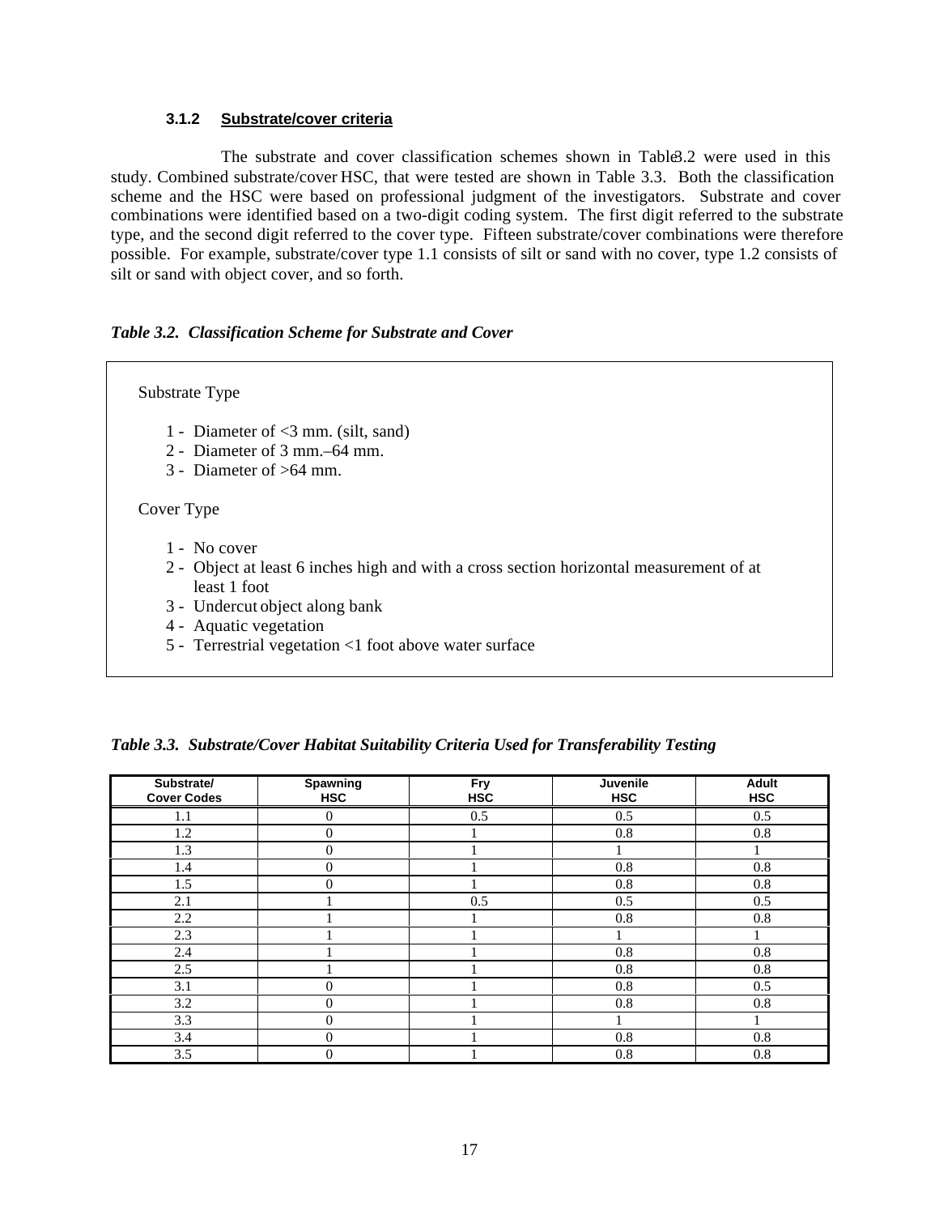### 3.1.2 Substrate/cover criteria

The substrate and cover classification schemes shown in Table 3.2 were used in this study. Combined substrate/cover HSC, that were tested are shown in Table 3.3. Both the classification scheme and the HSC were based on professional judgment of the investigators. Substrate and cover combinations were identified based on a two-digit coding system. The first digit referred to the substrate type, and the second digit referred to the cover type. Fifteen substrate/cover combinations were therefore possible. For example, substrate/cover type 1.1 consists of silt or sand with no cover, type 1.2 consists of silt or sand with object cover, and so forth.

***Table 3.2. Classification Scheme for Substrate and Cover***

Substrate Type

1 - Diameter of <3 mm. (silt, sand)
2 - Diameter of 3 mm.–64 mm.
3 - Diameter of >64 mm.

Cover Type

1 - No cover
2 - Object at least 6 inches high and with a cross section horizontal measurement of at least 1 foot
3 - Undercut object along bank
4 - Aquatic vegetation
5 - Terrestrial vegetation <1 foot above water surface

***Table 3.3. Substrate/Cover Habitat Suitability Criteria Used for Transferability Testing***

| Substrate/ Cover Codes | Spawning HSC | Fry HSC | Juvenile HSC | Adult HSC |
|---|---|---|---|---|
| 1.1 | 0 | 0.5 | 0.5 | 0.5 |
| 1.2 | 0 | 1 | 0.8 | 0.8 |
| 1.3 | 0 | 1 | 1 | 1 |
| 1.4 | 0 | 1 | 0.8 | 0.8 |
| 1.5 | 0 | 1 | 0.8 | 0.8 |
| 2.1 | 1 | 0.5 | 0.5 | 0.5 |
| 2.2 | 1 | 1 | 0.8 | 0.8 |
| 2.3 | 1 | 1 | 1 | 1 |
| 2.4 | 1 | 1 | 0.8 | 0.8 |
| 2.5 | 1 | 1 | 0.8 | 0.8 |
| 3.1 | 0 | 1 | 0.8 | 0.5 |
| 3.2 | 0 | 1 | 0.8 | 0.8 |
| 3.3 | 0 | 1 | 1 | 1 |
| 3.4 | 0 | 1 | 0.8 | 0.8 |
| 3.5 | 0 | 1 | 0.8 | 0.8 |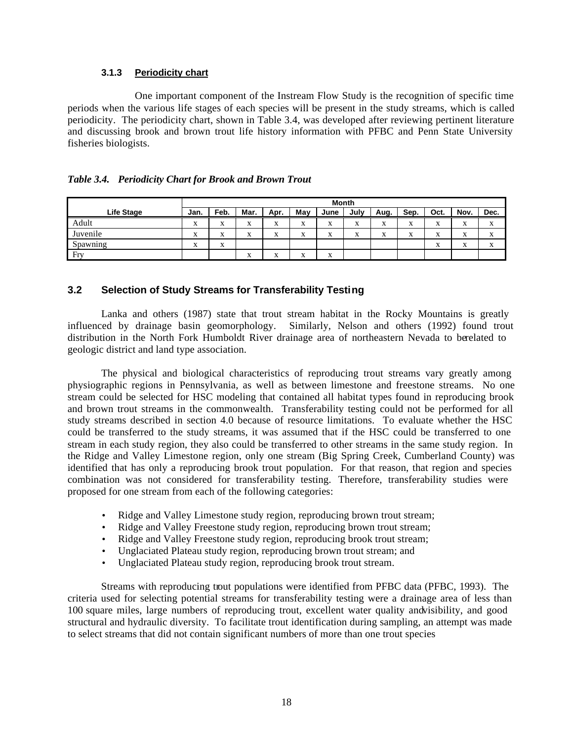### 3.1.3 Periodicity chart

One important component of the Instream Flow Study is the recognition of specific time periods when the various life stages of each species will be present in the study streams, which is called periodicity. The periodicity chart, shown in Table 3.4, was developed after reviewing pertinent literature and discussing brook and brown trout life history information with PFBC and Penn State University fisheries biologists.

*Table 3.4. Periodicity Chart for Brook and Brown Trout*

| | Month | | | | | | | | | | | |
|---|---|---|---|---|---|---|---|---|---|---|---|---|
| **Life Stage** | **Jan.** | **Feb.** | **Mar.** | **Apr.** | **May** | **June** | **July** | **Aug.** | **Sep.** | **Oct.** | **Nov.** | **Dec.** |
| Adult | x | x | x | x | x | x | x | x | x | x | x | x |
| Juvenile | x | x | x | x | x | x | x | x | x | x | x | x |
| Spawning | x | x | | | | | | | | x | x | x |
| Fry | | | x | x | x | x | | | | | | |

## 3.2 Selection of Study Streams for Transferability Testing

Lanka and others (1987) state that trout stream habitat in the Rocky Mountains is greatly influenced by drainage basin geomorphology. Similarly, Nelson and others (1992) found trout distribution in the North Fork Humboldt River drainage area of northeastern Nevada to be related to geologic district and land type association.

The physical and biological characteristics of reproducing trout streams vary greatly among physiographic regions in Pennsylvania, as well as between limestone and freestone streams. No one stream could be selected for HSC modeling that contained all habitat types found in reproducing brook and brown trout streams in the commonwealth. Transferability testing could not be performed for all study streams described in section 4.0 because of resource limitations. To evaluate whether the HSC could be transferred to the study streams, it was assumed that if the HSC could be transferred to one stream in each study region, they also could be transferred to other streams in the same study region. In the Ridge and Valley Limestone region, only one stream (Big Spring Creek, Cumberland County) was identified that has only a reproducing brook trout population. For that reason, that region and species combination was not considered for transferability testing. Therefore, transferability studies were proposed for one stream from each of the following categories:

- Ridge and Valley Limestone study region, reproducing brown trout stream;
- Ridge and Valley Freestone study region, reproducing brown trout stream;
- Ridge and Valley Freestone study region, reproducing brook trout stream;
- Unglaciated Plateau study region, reproducing brown trout stream; and
- Unglaciated Plateau study region, reproducing brook trout stream.

Streams with reproducing trout populations were identified from PFBC data (PFBC, 1993). The criteria used for selecting potential streams for transferability testing were a drainage area of less than 100 square miles, large numbers of reproducing trout, excellent water quality and visibility, and good structural and hydraulic diversity. To facilitate trout identification during sampling, an attempt was made to select streams that did not contain significant numbers of more than one trout species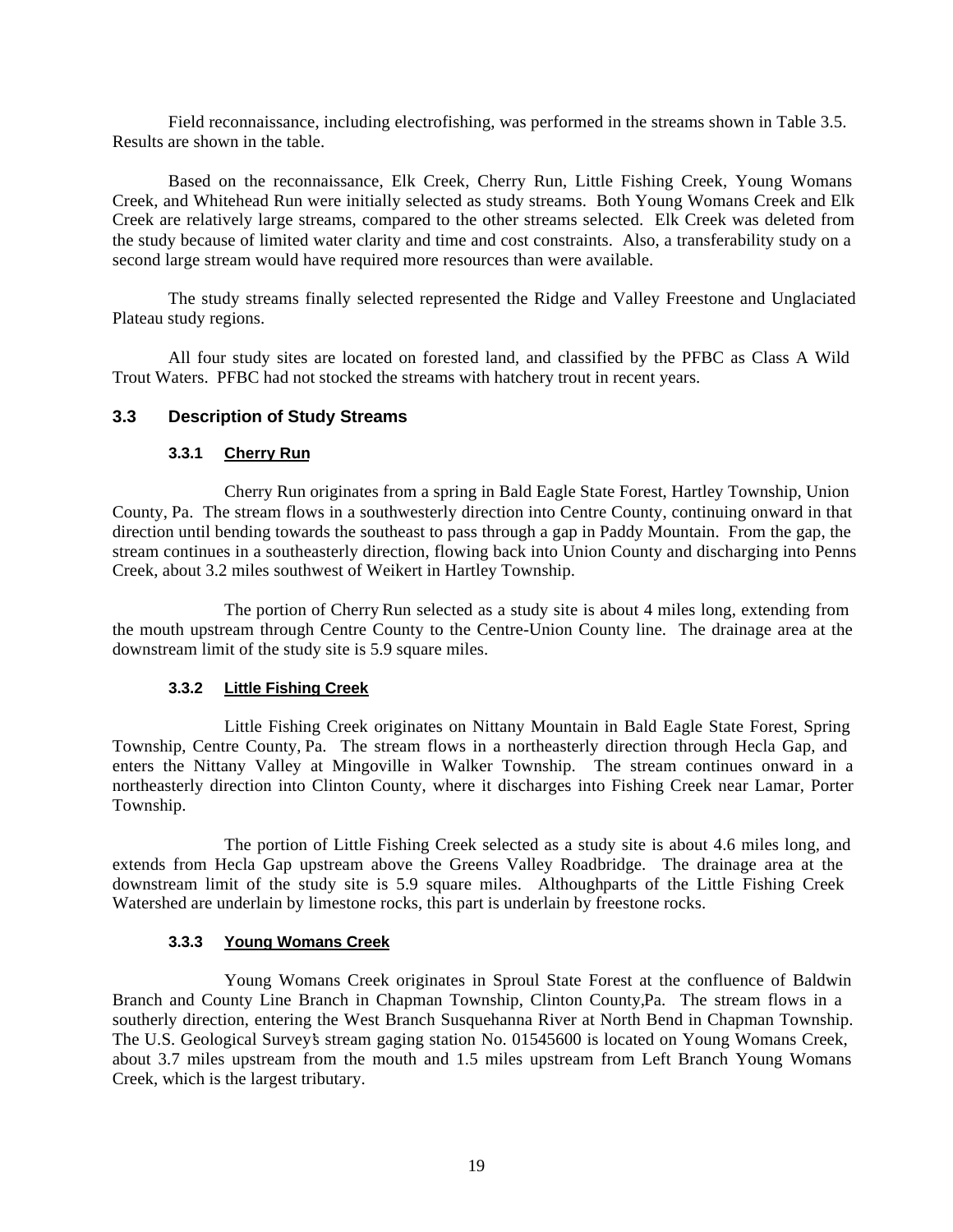Field reconnaissance, including electrofishing, was performed in the streams shown in Table 3.5. Results are shown in the table.

Based on the reconnaissance, Elk Creek, Cherry Run, Little Fishing Creek, Young Womans Creek, and Whitehead Run were initially selected as study streams. Both Young Womans Creek and Elk Creek are relatively large streams, compared to the other streams selected. Elk Creek was deleted from the study because of limited water clarity and time and cost constraints. Also, a transferability study on a second large stream would have required more resources than were available.

The study streams finally selected represented the Ridge and Valley Freestone and Unglaciated Plateau study regions.

All four study sites are located on forested land, and classified by the PFBC as Class A Wild Trout Waters. PFBC had not stocked the streams with hatchery trout in recent years.

## 3.3 Description of Study Streams

### 3.3.1 Cherry Run

Cherry Run originates from a spring in Bald Eagle State Forest, Hartley Township, Union County, Pa. The stream flows in a southwesterly direction into Centre County, continuing onward in that direction until bending towards the southeast to pass through a gap in Paddy Mountain. From the gap, the stream continues in a southeasterly direction, flowing back into Union County and discharging into Penns Creek, about 3.2 miles southwest of Weikert in Hartley Township.

The portion of Cherry Run selected as a study site is about 4 miles long, extending from the mouth upstream through Centre County to the Centre-Union County line. The drainage area at the downstream limit of the study site is 5.9 square miles.

### 3.3.2 Little Fishing Creek

Little Fishing Creek originates on Nittany Mountain in Bald Eagle State Forest, Spring Township, Centre County, Pa. The stream flows in a northeasterly direction through Hecla Gap, and enters the Nittany Valley at Mingoville in Walker Township. The stream continues onward in a northeasterly direction into Clinton County, where it discharges into Fishing Creek near Lamar, Porter Township.

The portion of Little Fishing Creek selected as a study site is about 4.6 miles long, and extends from Hecla Gap upstream above the Greens Valley Roadbridge. The drainage area at the downstream limit of the study site is 5.9 square miles. Althoughparts of the Little Fishing Creek Watershed are underlain by limestone rocks, this part is underlain by freestone rocks.

### 3.3.3 Young Womans Creek

Young Womans Creek originates in Sproul State Forest at the confluence of Baldwin Branch and County Line Branch in Chapman Township, Clinton County,Pa. The stream flows in a southerly direction, entering the West Branch Susquehanna River at North Bend in Chapman Township. The U.S. Geological Survey's stream gaging station No. 01545600 is located on Young Womans Creek, about 3.7 miles upstream from the mouth and 1.5 miles upstream from Left Branch Young Womans Creek, which is the largest tributary.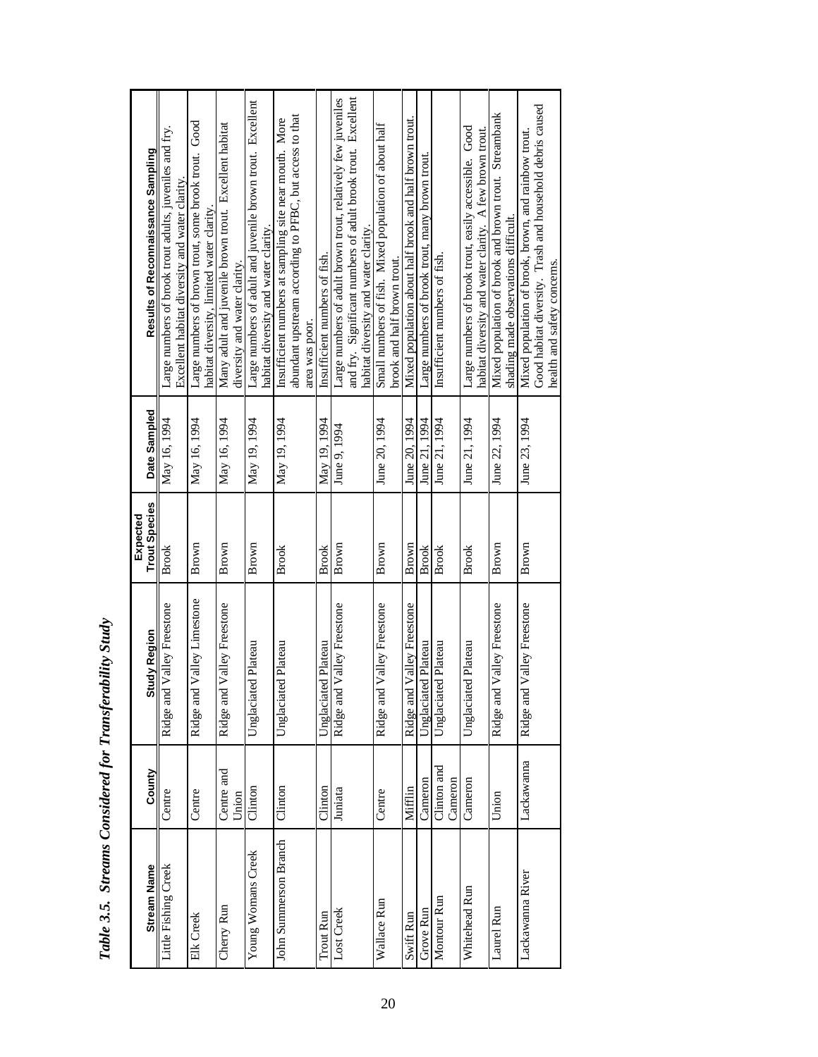*Table 3.5. Streams Considered for Transferability Study*

| Stream Name | County | Study Region | Expected Trout Species | Date Sampled | Results of Reconnaissance Sampling |
|---|---|---|---|---|---|
| Little Fishing Creek | Centre | Ridge and Valley Freestone | Brook | May 16, 1994 | Large numbers of brook trout adults, juveniles and fry. Excellent habitat diversity and water clarity. |
| Elk Creek | Centre | Ridge and Valley Limestone | Brown | May 16, 1994 | Large numbers of brown trout, some brook trout. Good habitat diversity, limited water clarity. |
| Cherry Run | Centre and Union | Ridge and Valley Freestone | Brown | May 16, 1994 | Many adult and juvenile brown trout. Excellent habitat diversity and water clarity. |
| Young Womans Creek | Clinton | Unglaciated Plateau | Brown | May 19, 1994 | Large numbers of adult and juvenile brown trout. Excellent habitat diversity and water clarity. |
| John Summerson Branch | Clinton | Unglaciated Plateau | Brook | May 19, 1994 | Insufficient numbers at sampling site near mouth. More abundant upstream according to PFBC, but access to that area was poor. |
| Trout Run | Clinton | Unglaciated Plateau | Brook | May 19, 1994 | Insufficient numbers of fish. |
| Lost Creek | Juniata | Ridge and Valley Freestone | Brown | June 9, 1994 | Large numbers of adult brown trout, relatively few juveniles and fry. Significant numbers of adult brook trout. Excellent habitat diversity and water clarity. |
| Wallace Run | Centre | Ridge and Valley Freestone | Brown | June 20, 1994 | Small numbers of fish. Mixed population of about half brook and half brown trout. |
| Swift Run | Mifflin | Ridge and Valley Freestone | Brown | June 20, 1994 | Mixed population about half brook and half brown trout. |
| Grove Run | Cameron | Unglaciated Plateau | Brook | June 21, 1994 | Large numbers of brook trout, many brown trout. |
| Montour Run | Clinton and Cameron | Unglaciated Plateau | Brook | June 21, 1994 | Insufficient numbers of fish. |
| Whitehead Run | Cameron | Unglaciated Plateau | Brook | June 21, 1994 | Large numbers of brook trout, easily accessible. Good habitat diversity and water clarity. A few brown trout. |
| Laurel Run | Union | Ridge and Valley Freestone | Brown | June 22, 1994 | Mixed population of brook and brown trout. Streambank shading made observations difficult. |
| Lackawanna River | Lackawanna | Ridge and Valley Freestone | Brown | June 23, 1994 | Mixed population of brook, brown, and rainbow trout. Good habitat diversity. Trash and household debris caused health and safety concerns. |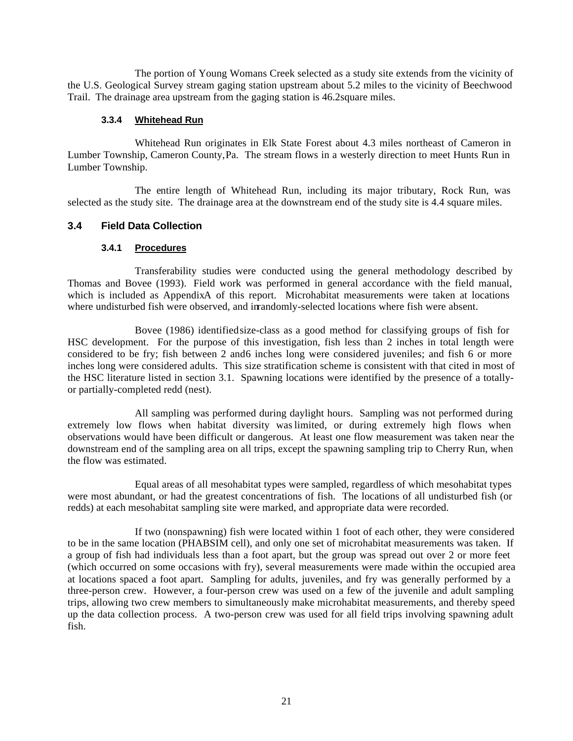The portion of Young Womans Creek selected as a study site extends from the vicinity of the U.S. Geological Survey stream gaging station upstream about 5.2 miles to the vicinity of Beechwood Trail. The drainage area upstream from the gaging station is 46.2 square miles.

#### 3.3.4 Whitehead Run

Whitehead Run originates in Elk State Forest about 4.3 miles northeast of Cameron in Lumber Township, Cameron County, Pa. The stream flows in a westerly direction to meet Hunts Run in Lumber Township.

The entire length of Whitehead Run, including its major tributary, Rock Run, was selected as the study site. The drainage area at the downstream end of the study site is 4.4 square miles.

### 3.4 Field Data Collection

#### 3.4.1 Procedures

Transferability studies were conducted using the general methodology described by Thomas and Bovee (1993). Field work was performed in general accordance with the field manual, which is included as Appendix A of this report. Microhabitat measurements were taken at locations where undisturbed fish were observed, and in randomly-selected locations where fish were absent.

Bovee (1986) identified size-class as a good method for classifying groups of fish for HSC development. For the purpose of this investigation, fish less than 2 inches in total length were considered to be fry; fish between 2 and 6 inches long were considered juveniles; and fish 6 or more inches long were considered adults. This size stratification scheme is consistent with that cited in most of the HSC literature listed in section 3.1. Spawning locations were identified by the presence of a totally- or partially-completed redd (nest).

All sampling was performed during daylight hours. Sampling was not performed during extremely low flows when habitat diversity was limited, or during extremely high flows when observations would have been difficult or dangerous. At least one flow measurement was taken near the downstream end of the sampling area on all trips, except the spawning sampling trip to Cherry Run, when the flow was estimated.

Equal areas of all mesohabitat types were sampled, regardless of which mesohabitat types were most abundant, or had the greatest concentrations of fish. The locations of all undisturbed fish (or redds) at each mesohabitat sampling site were marked, and appropriate data were recorded.

If two (nonspawning) fish were located within 1 foot of each other, they were considered to be in the same location (PHABSIM cell), and only one set of microhabitat measurements was taken. If a group of fish had individuals less than a foot apart, but the group was spread out over 2 or more feet (which occurred on some occasions with fry), several measurements were made within the occupied area at locations spaced a foot apart. Sampling for adults, juveniles, and fry was generally performed by a three-person crew. However, a four-person crew was used on a few of the juvenile and adult sampling trips, allowing two crew members to simultaneously make microhabitat measurements, and thereby speed up the data collection process. A two-person crew was used for all field trips involving spawning adult fish.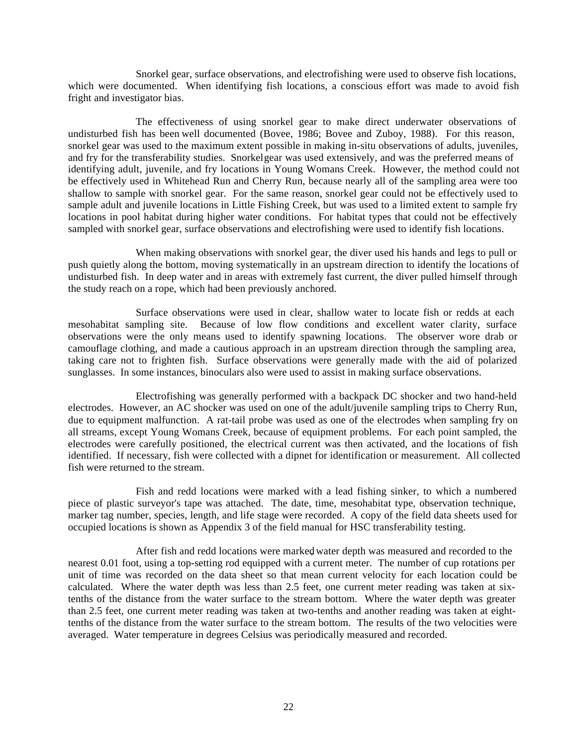Snorkel gear, surface observations, and electrofishing were used to observe fish locations, which were documented. When identifying fish locations, a conscious effort was made to avoid fish fright and investigator bias.

The effectiveness of using snorkel gear to make direct underwater observations of undisturbed fish has been well documented (Bovee, 1986; Bovee and Zuboy, 1988). For this reason, snorkel gear was used to the maximum extent possible in making in-situ observations of adults, juveniles, and fry for the transferability studies. Snorkel gear was used extensively, and was the preferred means of identifying adult, juvenile, and fry locations in Young Womans Creek. However, the method could not be effectively used in Whitehead Run and Cherry Run, because nearly all of the sampling area were too shallow to sample with snorkel gear. For the same reason, snorkel gear could not be effectively used to sample adult and juvenile locations in Little Fishing Creek, but was used to a limited extent to sample fry locations in pool habitat during higher water conditions. For habitat types that could not be effectively sampled with snorkel gear, surface observations and electrofishing were used to identify fish locations.

When making observations with snorkel gear, the diver used his hands and legs to pull or push quietly along the bottom, moving systematically in an upstream direction to identify the locations of undisturbed fish. In deep water and in areas with extremely fast current, the diver pulled himself through the study reach on a rope, which had been previously anchored.

Surface observations were used in clear, shallow water to locate fish or redds at each mesohabitat sampling site. Because of low flow conditions and excellent water clarity, surface observations were the only means used to identify spawning locations. The observer wore drab or camouflage clothing, and made a cautious approach in an upstream direction through the sampling area, taking care not to frighten fish. Surface observations were generally made with the aid of polarized sunglasses. In some instances, binoculars also were used to assist in making surface observations.

Electrofishing was generally performed with a backpack DC shocker and two hand-held electrodes. However, an AC shocker was used on one of the adult/juvenile sampling trips to Cherry Run, due to equipment malfunction. A rat-tail probe was used as one of the electrodes when sampling fry on all streams, except Young Womans Creek, because of equipment problems. For each point sampled, the electrodes were carefully positioned, the electrical current was then activated, and the locations of fish identified. If necessary, fish were collected with a dipnet for identification or measurement. All collected fish were returned to the stream.

Fish and redd locations were marked with a lead fishing sinker, to which a numbered piece of plastic surveyor's tape was attached. The date, time, mesohabitat type, observation technique, marker tag number, species, length, and life stage were recorded. A copy of the field data sheets used for occupied locations is shown as Appendix 3 of the field manual for HSC transferability testing.

After fish and redd locations were marked, water depth was measured and recorded to the nearest 0.01 foot, using a top-setting rod equipped with a current meter. The number of cup rotations per unit of time was recorded on the data sheet so that mean current velocity for each location could be calculated. Where the water depth was less than 2.5 feet, one current meter reading was taken at six-tenths of the distance from the water surface to the stream bottom. Where the water depth was greater than 2.5 feet, one current meter reading was taken at two-tenths and another reading was taken at eight-tenths of the distance from the water surface to the stream bottom. The results of the two velocities were averaged. Water temperature in degrees Celsius was periodically measured and recorded.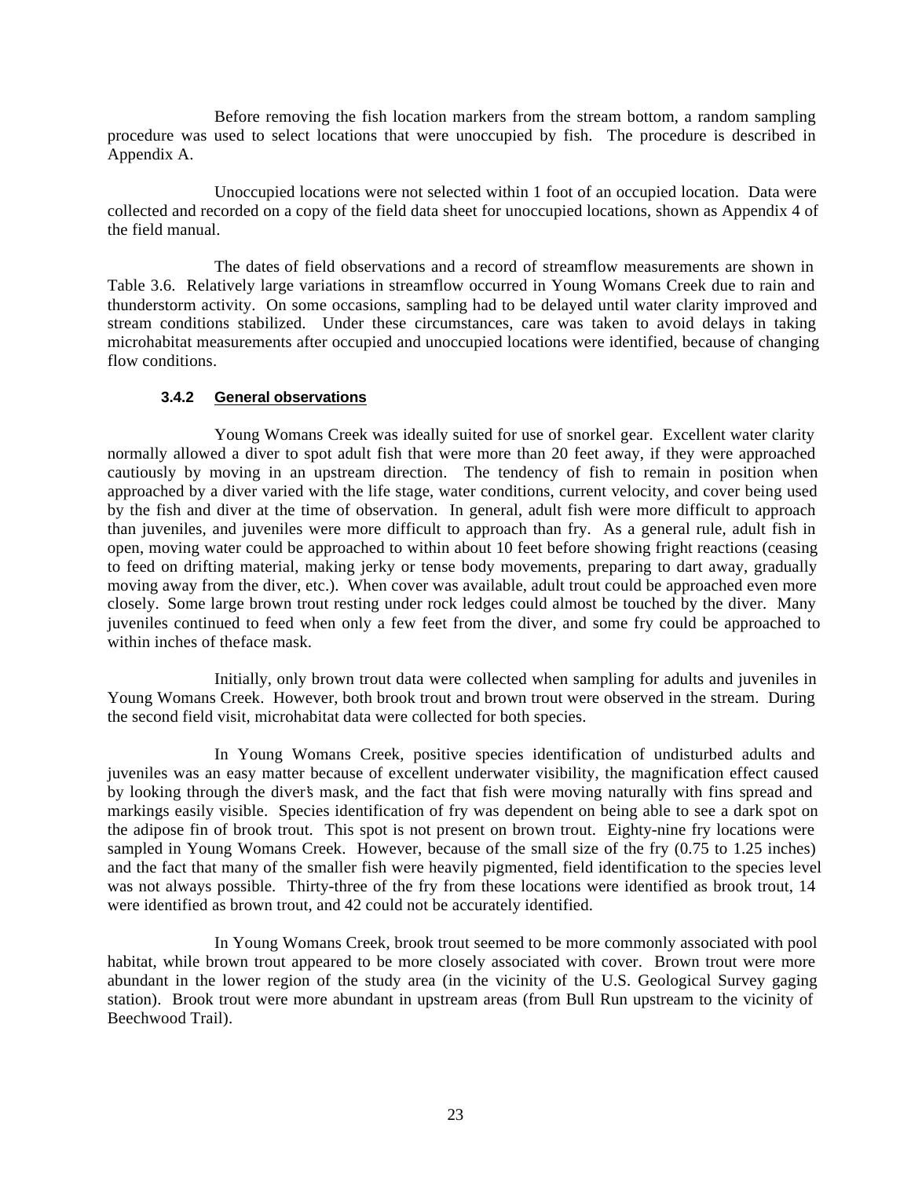Before removing the fish location markers from the stream bottom, a random sampling procedure was used to select locations that were unoccupied by fish. The procedure is described in Appendix A.

Unoccupied locations were not selected within 1 foot of an occupied location. Data were collected and recorded on a copy of the field data sheet for unoccupied locations, shown as Appendix 4 of the field manual.

The dates of field observations and a record of streamflow measurements are shown in Table 3.6. Relatively large variations in streamflow occurred in Young Womans Creek due to rain and thunderstorm activity. On some occasions, sampling had to be delayed until water clarity improved and stream conditions stabilized. Under these circumstances, care was taken to avoid delays in taking microhabitat measurements after occupied and unoccupied locations were identified, because of changing flow conditions.

#### 3.4.2 General observations

Young Womans Creek was ideally suited for use of snorkel gear. Excellent water clarity normally allowed a diver to spot adult fish that were more than 20 feet away, if they were approached cautiously by moving in an upstream direction. The tendency of fish to remain in position when approached by a diver varied with the life stage, water conditions, current velocity, and cover being used by the fish and diver at the time of observation. In general, adult fish were more difficult to approach than juveniles, and juveniles were more difficult to approach than fry. As a general rule, adult fish in open, moving water could be approached to within about 10 feet before showing fright reactions (ceasing to feed on drifting material, making jerky or tense body movements, preparing to dart away, gradually moving away from the diver, etc.). When cover was available, adult trout could be approached even more closely. Some large brown trout resting under rock ledges could almost be touched by the diver. Many juveniles continued to feed when only a few feet from the diver, and some fry could be approached to within inches of theface mask.

Initially, only brown trout data were collected when sampling for adults and juveniles in Young Womans Creek. However, both brook trout and brown trout were observed in the stream. During the second field visit, microhabitat data were collected for both species.

In Young Womans Creek, positive species identification of undisturbed adults and juveniles was an easy matter because of excellent underwater visibility, the magnification effect caused by looking through the diver's mask, and the fact that fish were moving naturally with fins spread and markings easily visible. Species identification of fry was dependent on being able to see a dark spot on the adipose fin of brook trout. This spot is not present on brown trout. Eighty-nine fry locations were sampled in Young Womans Creek. However, because of the small size of the fry (0.75 to 1.25 inches) and the fact that many of the smaller fish were heavily pigmented, field identification to the species level was not always possible. Thirty-three of the fry from these locations were identified as brook trout, 14 were identified as brown trout, and 42 could not be accurately identified.

In Young Womans Creek, brook trout seemed to be more commonly associated with pool habitat, while brown trout appeared to be more closely associated with cover. Brown trout were more abundant in the lower region of the study area (in the vicinity of the U.S. Geological Survey gaging station). Brook trout were more abundant in upstream areas (from Bull Run upstream to the vicinity of Beechwood Trail).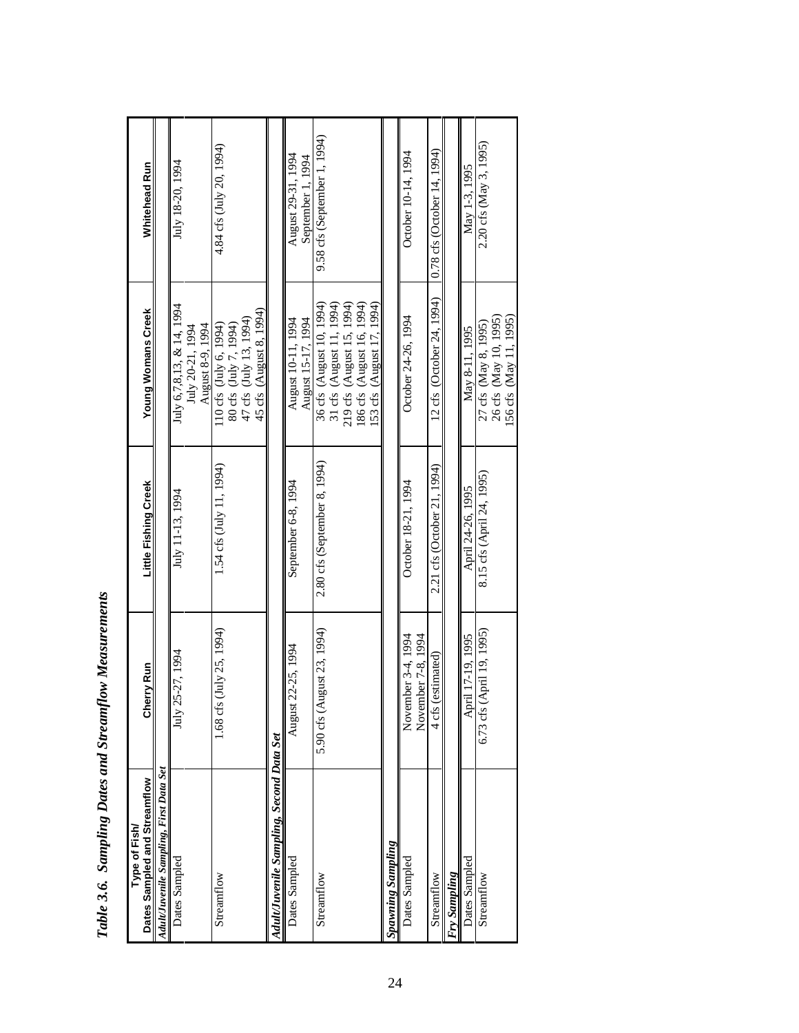*Table 3.6. Sampling Dates and Streamflow Measurements*

| Type of Fish/ Dates Sampled and Streamflow | Cherry Run | Little Fishing Creek | Young Womans Creek | Whitehead Run |
|---|---|---|---|---|
| ***Adult/Juvenile Sampling, First Data Set*** | | | | |
| Dates Sampled | July 25-27, 1994 | July 11-13, 1994 | July 6,7,8,13, & 14, 1994<br>July 20-21, 1994<br>August 8-9, 1994 | July 18-20, 1994 |
| Streamflow | 1.68 cfs (July 25, 1994) | 1.54 cfs (July 11, 1994) | 110 cfs (July 6, 1994)<br>80 cfs (July 7, 1994)<br>47 cfs (July 13, 1994)<br>45 cfs (August 8, 1994) | 4.84 cfs (July 20, 1994) |
| ***Adult/Juvenile Sampling, Second Data Set*** | | | | |
| Dates Sampled | August 22-25, 1994 | September 6-8, 1994 | August 10-11, 1994<br>August 15-17, 1994 | August 29-31, 1994<br>September 1, 1994 |
| Streamflow | 5.90 cfs (August 23, 1994) | 2.80 cfs (September 8, 1994) | 36 cfs (August 10, 1994)<br>31 cfs (August 11, 1994)<br>219 cfs (August 15, 1994)<br>186 cfs (August 16, 1994)<br>153 cfs (August 17, 1994) | 9.58 cfs (September 1, 1994) |
| ***Spawning Sampling*** | | | | |
| Dates Sampled | November 3-4, 1994<br>November 7-8, 1994 | October 18-21, 1994 | October 24-26, 1994 | October 10-14, 1994 |
| Streamflow | 4 cfs (estimated) | 2.21 cfs (October 21, 1994) | 12 cfs (October 24, 1994) | 0.78 cfs (October 14, 1994) |
| ***Fry Sampling*** | | | | |
| Dates Sampled | April 17-19, 1995 | April 24-26, 1995 | May 8-11, 1995 | May 1-3, 1995 |
| Streamflow | 6.73 cfs (April 19, 1995) | 8.15 cfs (April 24, 1995) | 27 cfs (May 8, 1995)<br>26 cfs (May 10, 1995)<br>156 cfs (May 11, 1995) | 2.20 cfs (May 3, 1995) |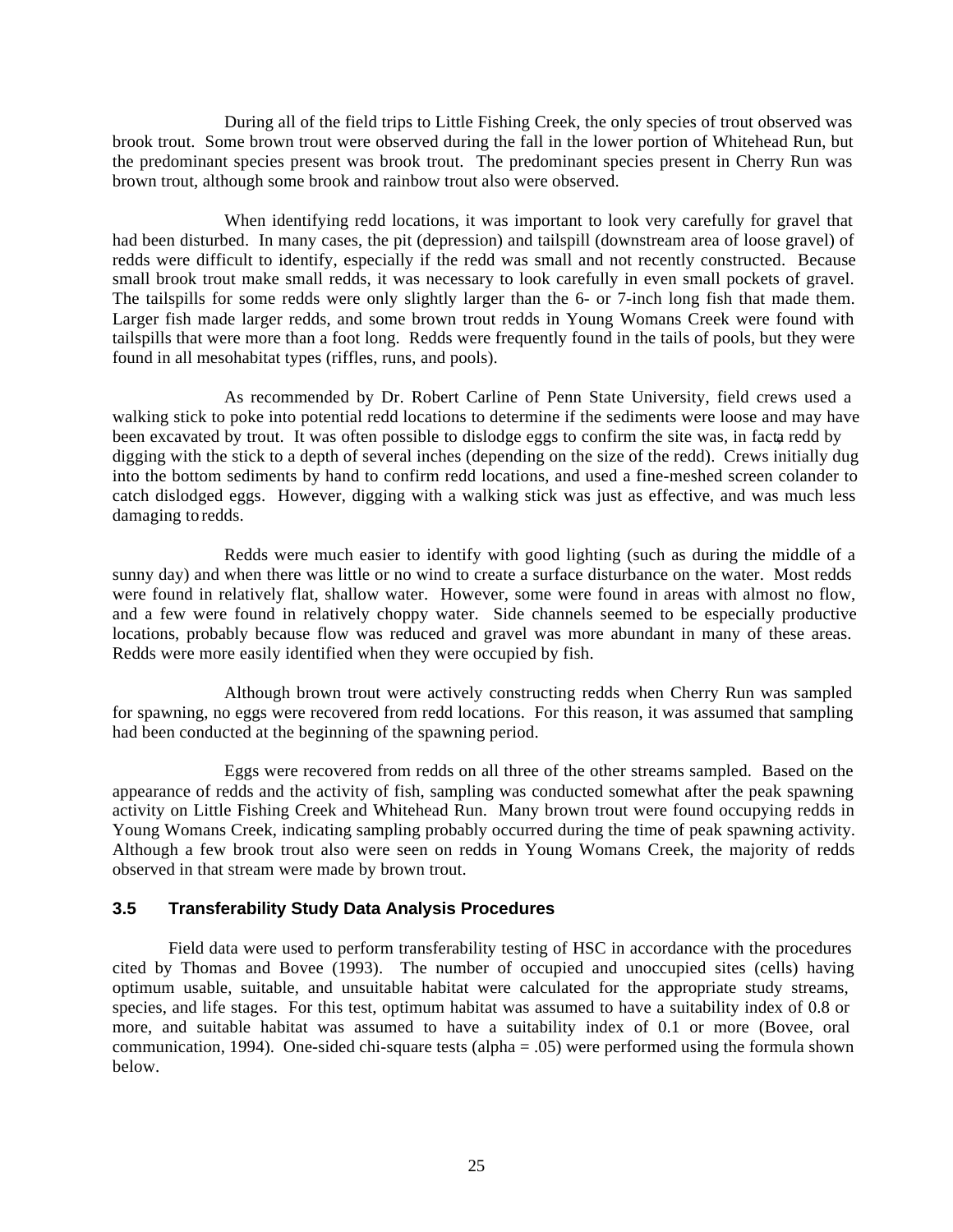During all of the field trips to Little Fishing Creek, the only species of trout observed was brook trout. Some brown trout were observed during the fall in the lower portion of Whitehead Run, but the predominant species present was brook trout. The predominant species present in Cherry Run was brown trout, although some brook and rainbow trout also were observed.

When identifying redd locations, it was important to look very carefully for gravel that had been disturbed. In many cases, the pit (depression) and tailspill (downstream area of loose gravel) of redds were difficult to identify, especially if the redd was small and not recently constructed. Because small brook trout make small redds, it was necessary to look carefully in even small pockets of gravel. The tailspills for some redds were only slightly larger than the 6- or 7-inch long fish that made them. Larger fish made larger redds, and some brown trout redds in Young Womans Creek were found with tailspills that were more than a foot long. Redds were frequently found in the tails of pools, but they were found in all mesohabitat types (riffles, runs, and pools).

As recommended by Dr. Robert Carline of Penn State University, field crews used a walking stick to poke into potential redd locations to determine if the sediments were loose and may have been excavated by trout. It was often possible to dislodge eggs to confirm the site was, in fact, a redd by digging with the stick to a depth of several inches (depending on the size of the redd). Crews initially dug into the bottom sediments by hand to confirm redd locations, and used a fine-meshed screen colander to catch dislodged eggs. However, digging with a walking stick was just as effective, and was much less damaging to redds.

Redds were much easier to identify with good lighting (such as during the middle of a sunny day) and when there was little or no wind to create a surface disturbance on the water. Most redds were found in relatively flat, shallow water. However, some were found in areas with almost no flow, and a few were found in relatively choppy water. Side channels seemed to be especially productive locations, probably because flow was reduced and gravel was more abundant in many of these areas. Redds were more easily identified when they were occupied by fish.

Although brown trout were actively constructing redds when Cherry Run was sampled for spawning, no eggs were recovered from redd locations. For this reason, it was assumed that sampling had been conducted at the beginning of the spawning period.

Eggs were recovered from redds on all three of the other streams sampled. Based on the appearance of redds and the activity of fish, sampling was conducted somewhat after the peak spawning activity on Little Fishing Creek and Whitehead Run. Many brown trout were found occupying redds in Young Womans Creek, indicating sampling probably occurred during the time of peak spawning activity. Although a few brook trout also were seen on redds in Young Womans Creek, the majority of redds observed in that stream were made by brown trout.

### 3.5 Transferability Study Data Analysis Procedures

Field data were used to perform transferability testing of HSC in accordance with the procedures cited by Thomas and Bovee (1993). The number of occupied and unoccupied sites (cells) having optimum usable, suitable, and unsuitable habitat were calculated for the appropriate study streams, species, and life stages. For this test, optimum habitat was assumed to have a suitability index of 0.8 or more, and suitable habitat was assumed to have a suitability index of 0.1 or more (Bovee, oral communication, 1994). One-sided chi-square tests (alpha = .05) were performed using the formula shown below.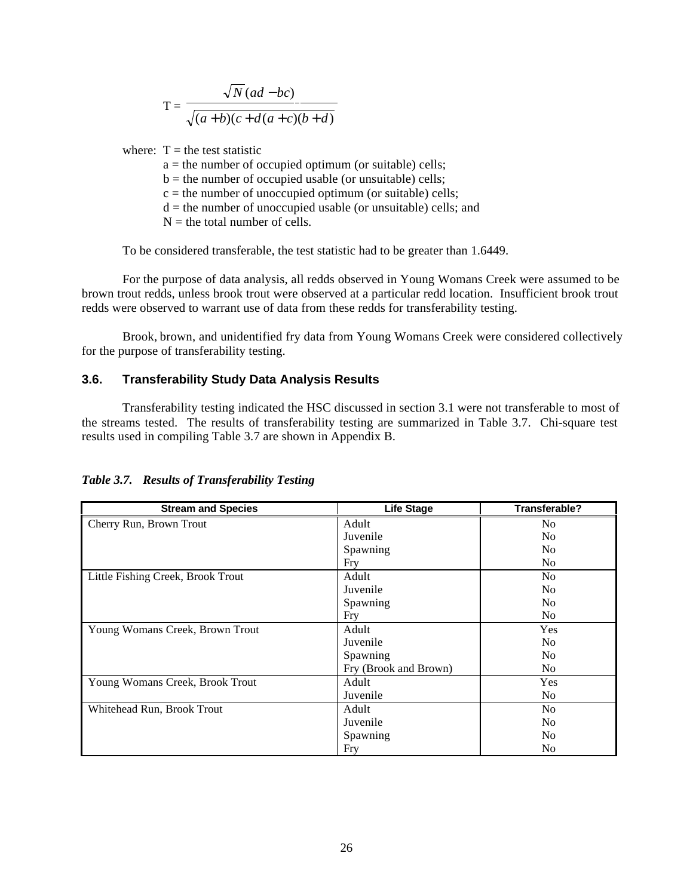$$T = \frac{\sqrt{N}(ad - bc)}{\sqrt{(a+b)(c+d(a+c)(b+d)}}$$

where: T = the test statistic
- a = the number of occupied optimum (or suitable) cells;
- b = the number of occupied usable (or unsuitable) cells;
- c = the number of unoccupied optimum (or suitable) cells;
- d = the number of unoccupied usable (or unsuitable) cells; and
- N = the total number of cells.

To be considered transferable, the test statistic had to be greater than 1.6449.

For the purpose of data analysis, all redds observed in Young Womans Creek were assumed to be brown trout redds, unless brook trout were observed at a particular redd location. Insufficient brook trout redds were observed to warrant use of data from these redds for transferability testing.

Brook, brown, and unidentified fry data from Young Womans Creek were considered collectively for the purpose of transferability testing.

### 3.6. Transferability Study Data Analysis Results

Transferability testing indicated the HSC discussed in section 3.1 were not transferable to most of the streams tested. The results of transferability testing are summarized in Table 3.7. Chi-square test results used in compiling Table 3.7 are shown in Appendix B.

***Table 3.7. Results of Transferability Testing***

| Stream and Species | Life Stage | Transferable? |
|---|---|---|
| Cherry Run, Brown Trout | Adult | No |
| | Juvenile | No |
| | Spawning | No |
| | Fry | No |
| Little Fishing Creek, Brook Trout | Adult | No |
| | Juvenile | No |
| | Spawning | No |
| | Fry | No |
| Young Womans Creek, Brown Trout | Adult | Yes |
| | Juvenile | No |
| | Spawning | No |
| | Fry (Brook and Brown) | No |
| Young Womans Creek, Brook Trout | Adult | Yes |
| | Juvenile | No |
| Whitehead Run, Brook Trout | Adult | No |
| | Juvenile | No |
| | Spawning | No |
| | Fry | No |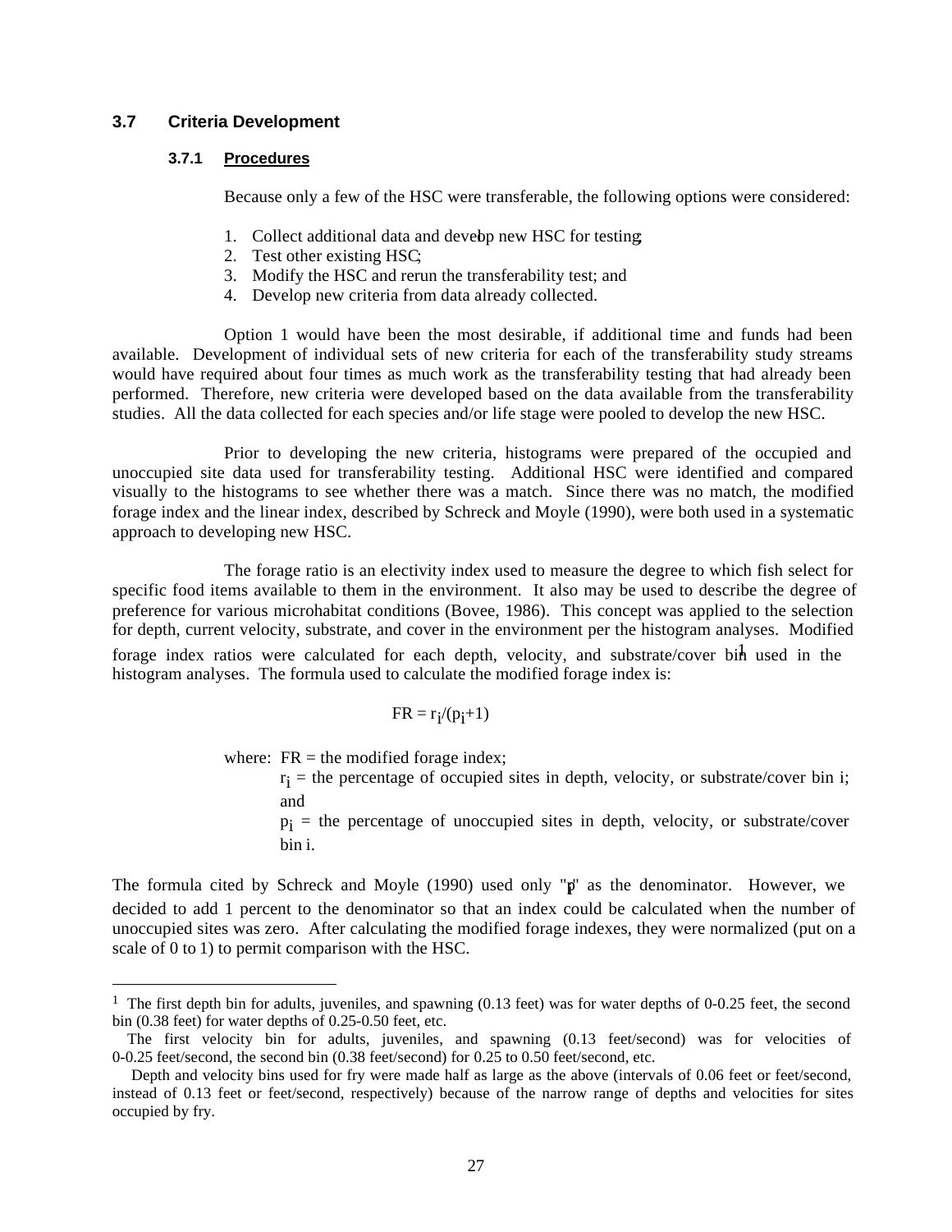## 3.7 Criteria Development

### 3.7.1 Procedures

Because only a few of the HSC were transferable, the following options were considered:

1. Collect additional data and develop new HSC for testing;
2. Test other existing HSC;
3. Modify the HSC and rerun the transferability test; and
4. Develop new criteria from data already collected.

Option 1 would have been the most desirable, if additional time and funds had been available. Development of individual sets of new criteria for each of the transferability study streams would have required about four times as much work as the transferability testing that had already been performed. Therefore, new criteria were developed based on the data available from the transferability studies. All the data collected for each species and/or life stage were pooled to develop the new HSC.

Prior to developing the new criteria, histograms were prepared of the occupied and unoccupied site data used for transferability testing. Additional HSC were identified and compared visually to the histograms to see whether there was a match. Since there was no match, the modified forage index and the linear index, described by Schreck and Moyle (1990), were both used in a systematic approach to developing new HSC.

The forage ratio is an electivity index used to measure the degree to which fish select for specific food items available to them in the environment. It also may be used to describe the degree of preference for various microhabitat conditions (Bovee, 1986). This concept was applied to the selection for depth, current velocity, substrate, and cover in the environment per the histogram analyses. Modified forage index ratios were calculated for each depth, velocity, and substrate/cover bin[1] used in the histogram analyses. The formula used to calculate the modified forage index is:

$$FR = r_i/(p_i+1)$$

where: FR = the modified forage index;
$r_i$ = the percentage of occupied sites in depth, velocity, or substrate/cover bin i; and
$p_i$ = the percentage of unoccupied sites in depth, velocity, or substrate/cover bin i.

The formula cited by Schreck and Moyle (1990) used only "$p_i$" as the denominator. However, we decided to add 1 percent to the denominator so that an index could be calculated when the number of unoccupied sites was zero. After calculating the modified forage indexes, they were normalized (put on a scale of 0 to 1) to permit comparison with the HSC.

---

[1] The first depth bin for adults, juveniles, and spawning (0.13 feet) was for water depths of 0-0.25 feet, the second bin (0.38 feet) for water depths of 0.25-0.50 feet, etc.

The first velocity bin for adults, juveniles, and spawning (0.13 feet/second) was for velocities of 0-0.25 feet/second, the second bin (0.38 feet/second) for 0.25 to 0.50 feet/second, etc.

Depth and velocity bins used for fry were made half as large as the above (intervals of 0.06 feet or feet/second, instead of 0.13 feet or feet/second, respectively) because of the narrow range of depths and velocities for sites occupied by fry.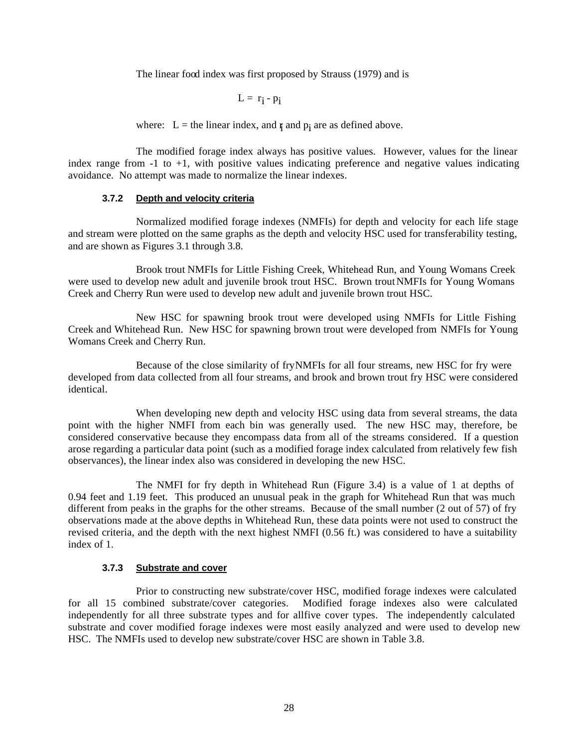The linear food index was first proposed by Strauss (1979) and is

$$L = r_i - p_i$$

where: L = the linear index, and $r_i$ and $p_i$ are as defined above.

The modified forage index always has positive values. However, values for the linear index range from -1 to +1, with positive values indicating preference and negative values indicating avoidance. No attempt was made to normalize the linear indexes.

### 3.7.2 Depth and velocity criteria

Normalized modified forage indexes (NMFIs) for depth and velocity for each life stage and stream were plotted on the same graphs as the depth and velocity HSC used for transferability testing, and are shown as Figures 3.1 through 3.8.

Brook trout NMFIs for Little Fishing Creek, Whitehead Run, and Young Womans Creek were used to develop new adult and juvenile brook trout HSC. Brown trout NMFIs for Young Womans Creek and Cherry Run were used to develop new adult and juvenile brown trout HSC.

New HSC for spawning brook trout were developed using NMFIs for Little Fishing Creek and Whitehead Run. New HSC for spawning brown trout were developed from NMFIs for Young Womans Creek and Cherry Run.

Because of the close similarity of fry NMFIs for all four streams, new HSC for fry were developed from data collected from all four streams, and brook and brown trout fry HSC were considered identical.

When developing new depth and velocity HSC using data from several streams, the data point with the higher NMFI from each bin was generally used. The new HSC may, therefore, be considered conservative because they encompass data from all of the streams considered. If a question arose regarding a particular data point (such as a modified forage index calculated from relatively few fish observances), the linear index also was considered in developing the new HSC.

The NMFI for fry depth in Whitehead Run (Figure 3.4) is a value of 1 at depths of 0.94 feet and 1.19 feet. This produced an unusual peak in the graph for Whitehead Run that was much different from peaks in the graphs for the other streams. Because of the small number (2 out of 57) of fry observations made at the above depths in Whitehead Run, these data points were not used to construct the revised criteria, and the depth with the next highest NMFI (0.56 ft.) was considered to have a suitability index of 1.

### 3.7.3 Substrate and cover

Prior to constructing new substrate/cover HSC, modified forage indexes were calculated for all 15 combined substrate/cover categories. Modified forage indexes also were calculated independently for all three substrate types and for all five cover types. The independently calculated substrate and cover modified forage indexes were most easily analyzed and were used to develop new HSC. The NMFIs used to develop new substrate/cover HSC are shown in Table 3.8.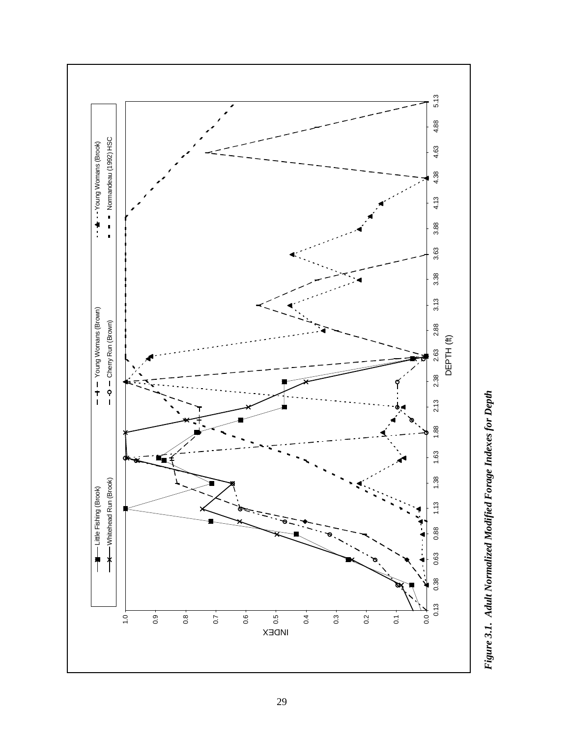*Figure 3.1. Adult Normalized Modified Forage Indexes for Depth*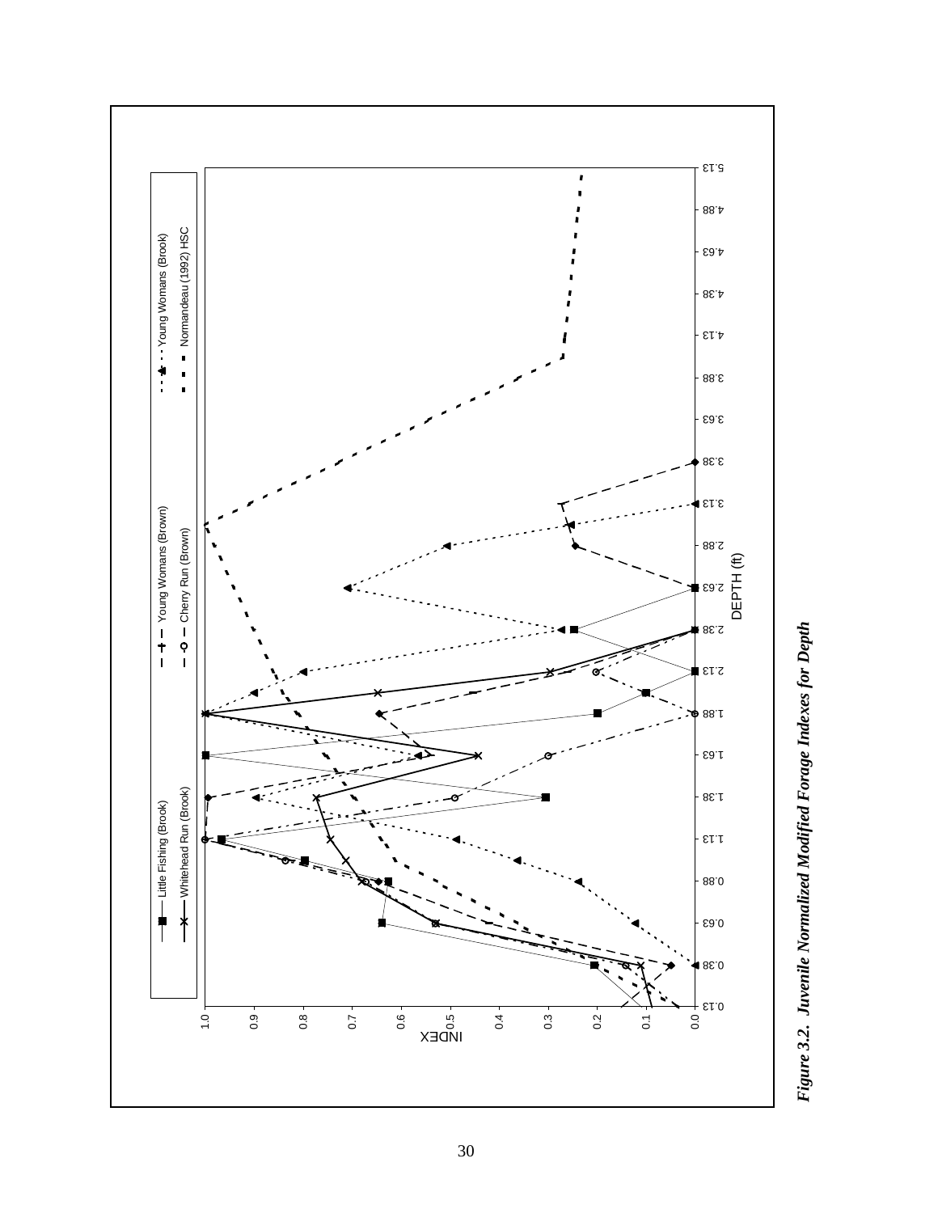Figure 3.2. Juvenile Normalized Modified Forage Indexes for Depth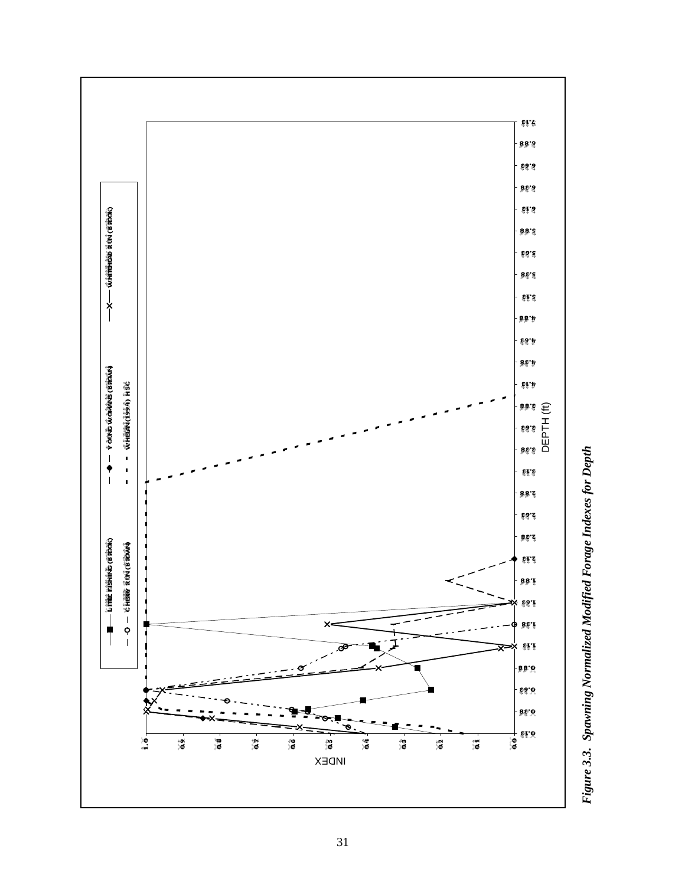Figure 3.3. Spawning Normalized Modified Forage Indexes for Depth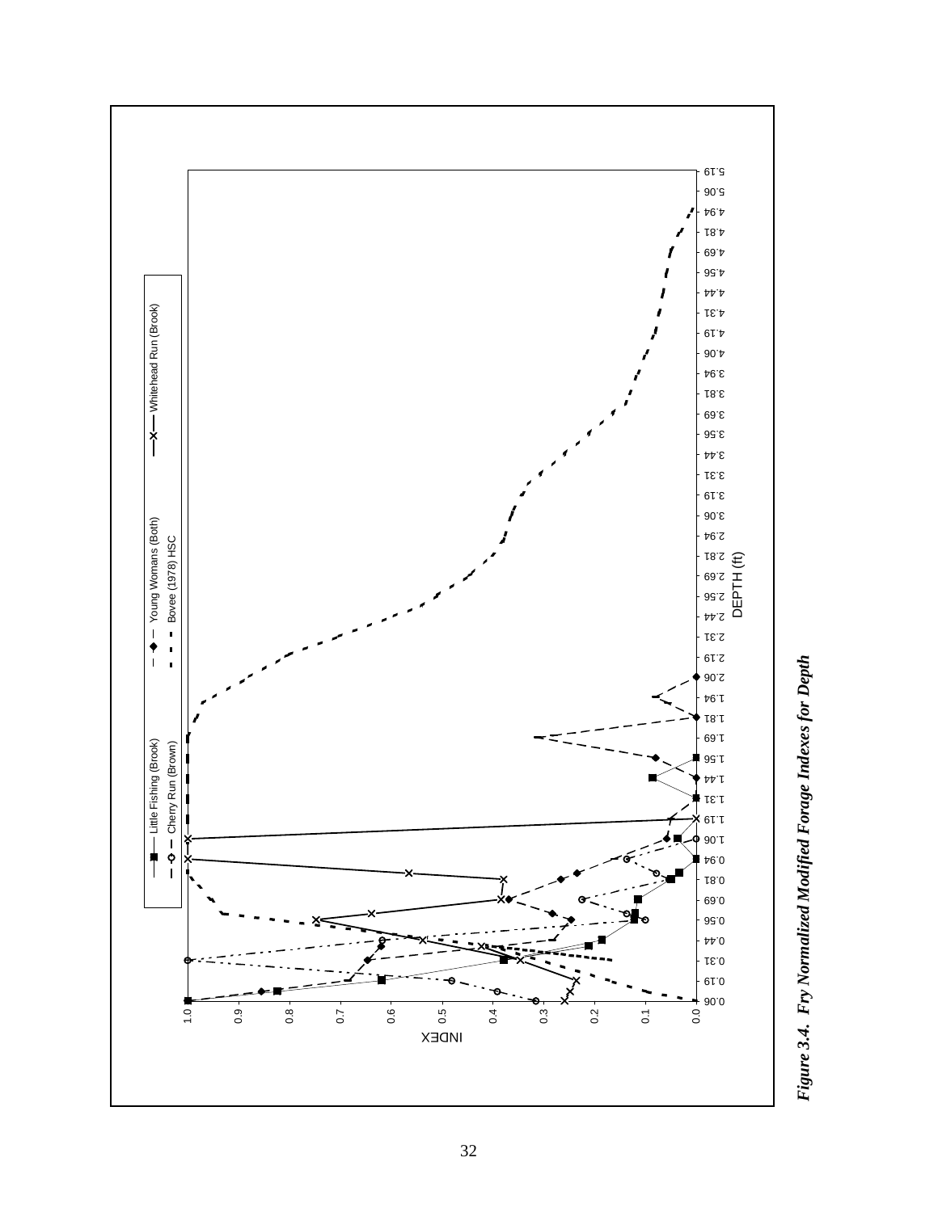Figure 3.4. Fry Normalized Modified Forage Indexes for Depth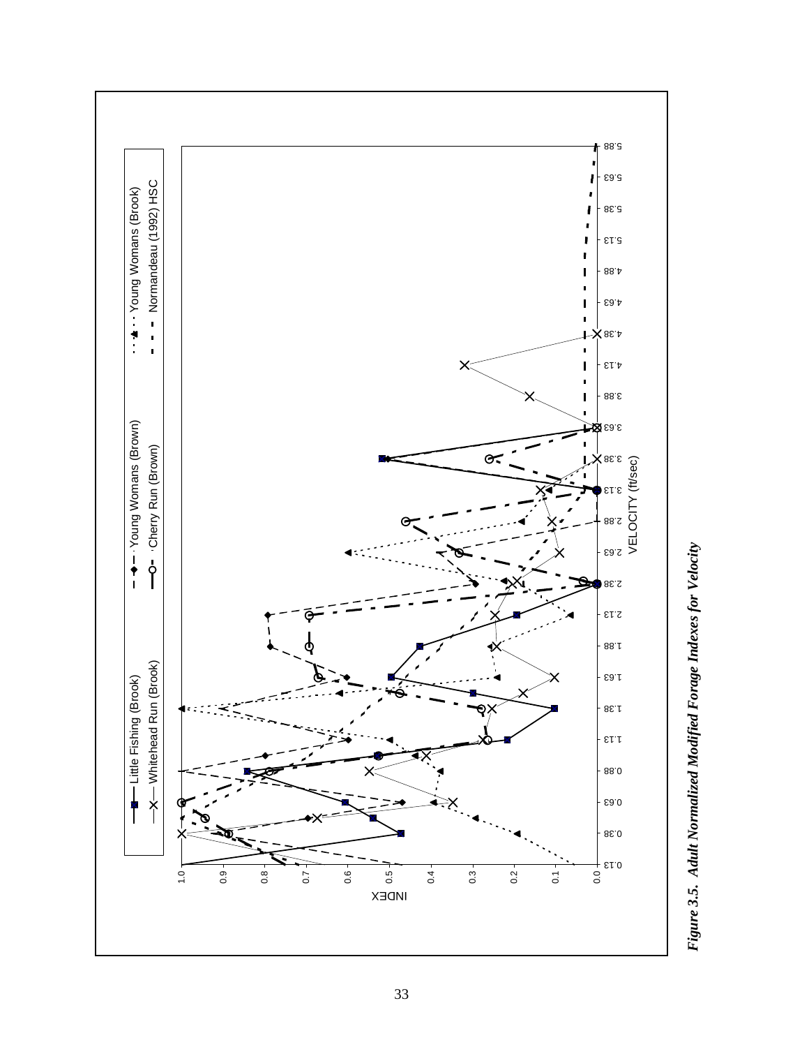*Figure 3.5.  Adult Normalized Modified Forage Indexes for Velocity*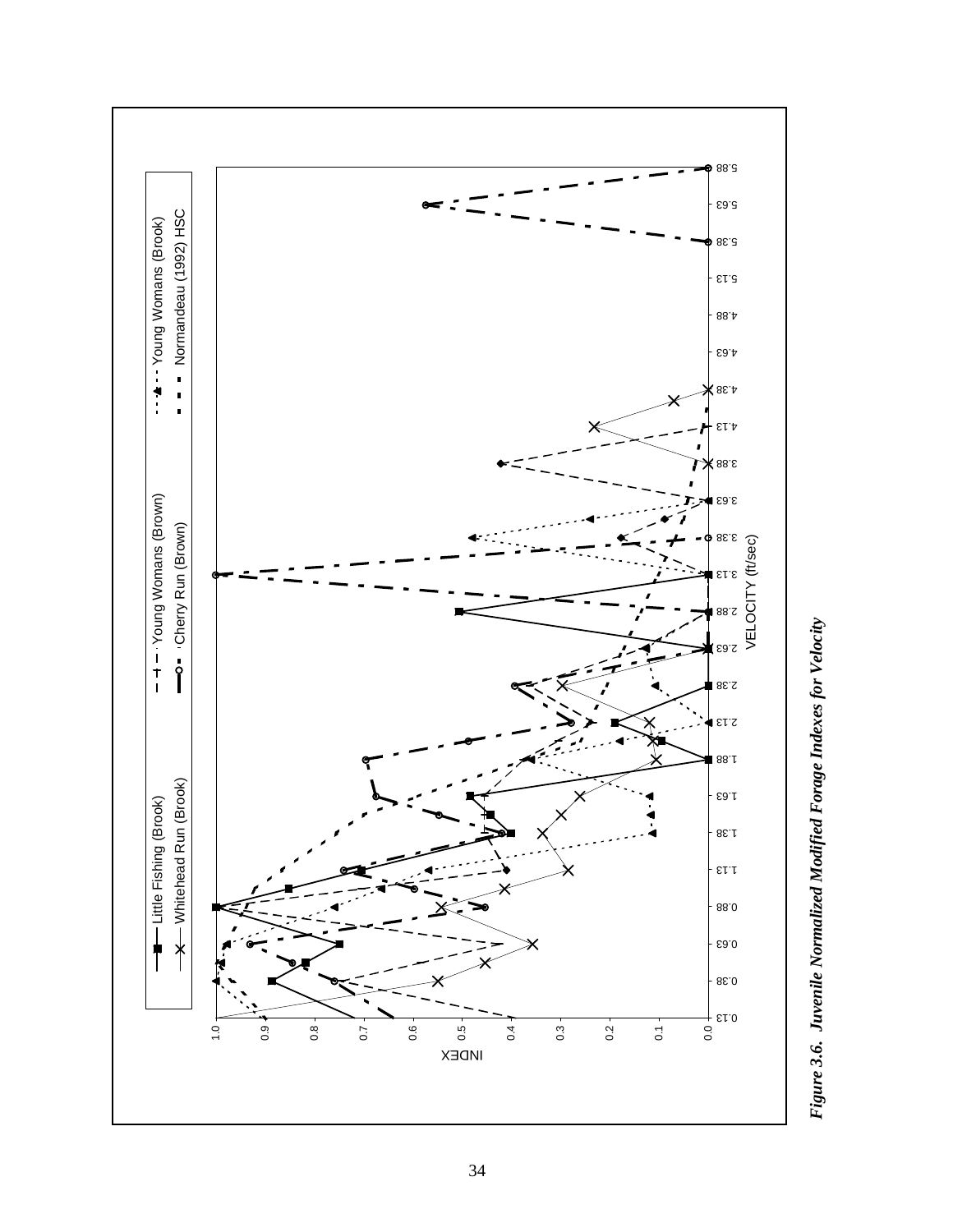INDEX

VELOCITY (ft/sec)

Little Fishing (Brook) — Whitehead Run (Brook) — Young Womans (Brown) — Cherry Run (Brown) — Young Womans (Brook) — Normandeau (1992) HSC

***Figure 3.6. Juvenile Normalized Modified Forage Indexes for Velocity***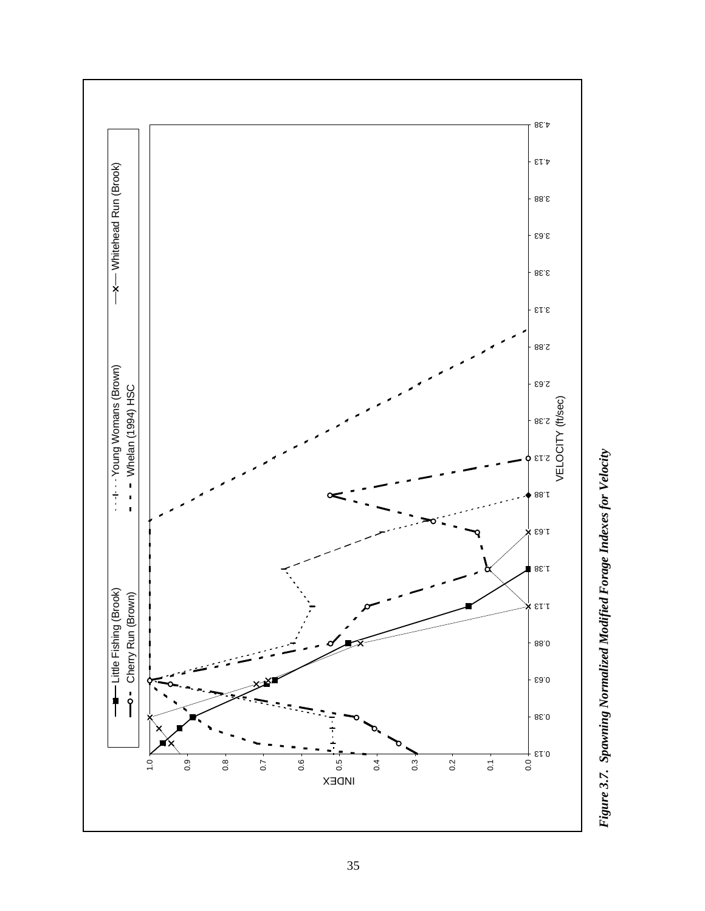Figure 3.7. Spawning Normalized Modified Forage Indexes for Velocity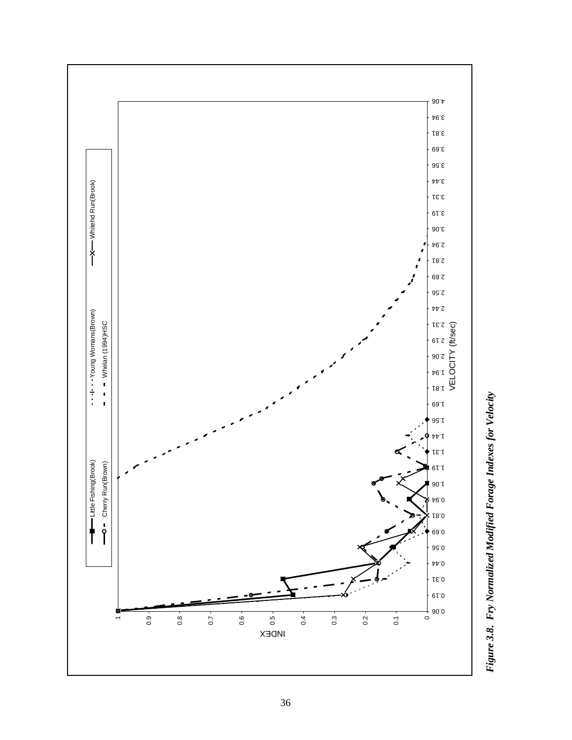*Figure 3.8. Fry Normalized Modified Forage Indexes for Velocity*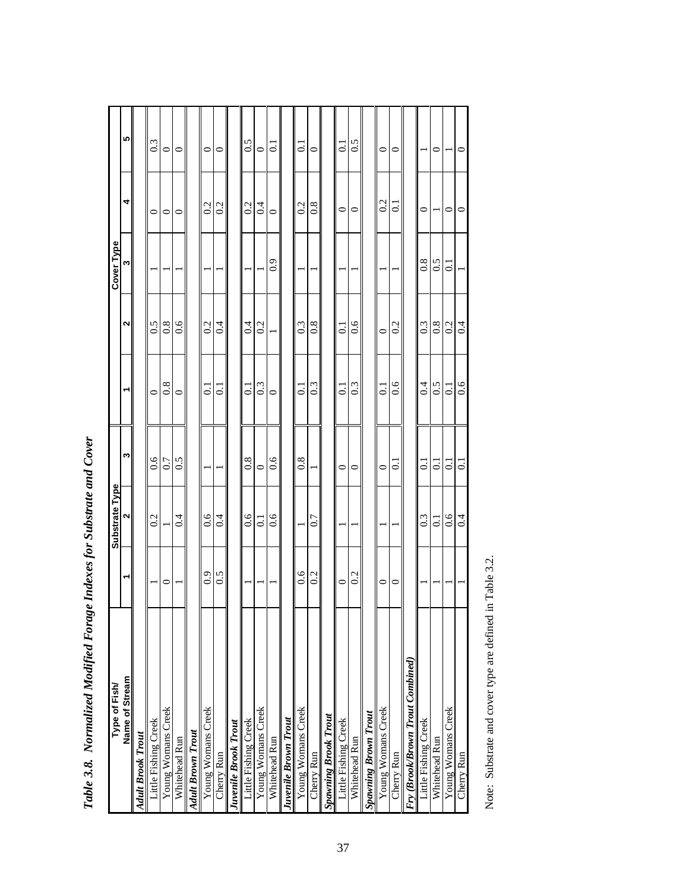*Table 3.8. Normalized Modified Forage Indexes for Substrate and Cover*

| Type of Fish/ Name of Stream | Substrate Type | | | Cover Type | | | | |
|---|---|---|---|---|---|---|---|---|
| | 1 | 2 | 3 | 1 | 2 | 3 | 4 | 5 |
| ***Adult Brook Trout*** | | | | | | | | |
| Little Fishing Creek | 1 | 0.2 | 0.6 | 0 | 0.5 | 1 | 0 | 0.3 |
| Young Womans Creek | 0 | 1 | 0.7 | 0.8 | 0.8 | 1 | 0 | 0 |
| Whitehead Run | 1 | 0.4 | 0.5 | 0 | 0.6 | 1 | 0 | 0 |
| ***Adult Brown Trout*** | | | | | | | | |
| Young Womans Creek | 0.9 | 0.6 | 1 | 0.1 | 0.2 | 1 | 0.2 | 0 |
| Cherry Run | 0.5 | 0.4 | 1 | 0.1 | 0.4 | 1 | 0.2 | 0 |
| ***Juvenile Brook Trout*** | | | | | | | | |
| Little Fishing Creek | 1 | 0.6 | 0.8 | 0.1 | 0.4 | 1 | 0.2 | 0.5 |
| Young Womans Creek | 1 | 0.1 | 0 | 0.3 | 0.2 | 1 | 0.4 | 0 |
| Whitehead Run | 1 | 0.6 | 0.6 | 0 | 1 | 0.9 | 0 | 0.1 |
| ***Juvenile Brown Trout*** | | | | | | | | |
| Young Womans Creek | 0.6 | 1 | 0.8 | 0.1 | 0.3 | 1 | 0.2 | 0.1 |
| Cherry Run | 0.2 | 0.7 | 1 | 0.3 | 0.8 | 1 | 0.8 | 0 |
| ***Spawning Brook Trout*** | | | | | | | | |
| Little Fishing Creek | 0 | 1 | 0 | 0.1 | 0.1 | 1 | 0 | 0.1 |
| Whitehead Run | 0.2 | 1 | 0 | 0.3 | 0.6 | 1 | 0 | 0.5 |
| ***Spawning Brown Trout*** | | | | | | | | |
| Young Womans Creek | 0 | 1 | 0 | 0.1 | 0 | 1 | 0.2 | 0 |
| Cherry Run | 0 | 1 | 0.1 | 0.6 | 0.2 | 1 | 0.1 | 0 |
| ***Fry (Brook/Brown Trout Combined)*** | | | | | | | | |
| Little Fishing Creek | 1 | 0.3 | 0.1 | 0.4 | 0.3 | 0.8 | 0 | 1 |
| Whitehead Run | 1 | 0.1 | 0.1 | 0.5 | 0.8 | 0.5 | 1 | 0 |
| Young Womans Creek | 1 | 0.6 | 0.1 | 0.1 | 0.2 | 0.1 | 0 | 1 |
| Cherry Run | 1 | 0.4 | 0.1 | 0.6 | 0.4 | 1 | 0 | 0 |

Note: Substrate and cover type are defined in Table 3.2.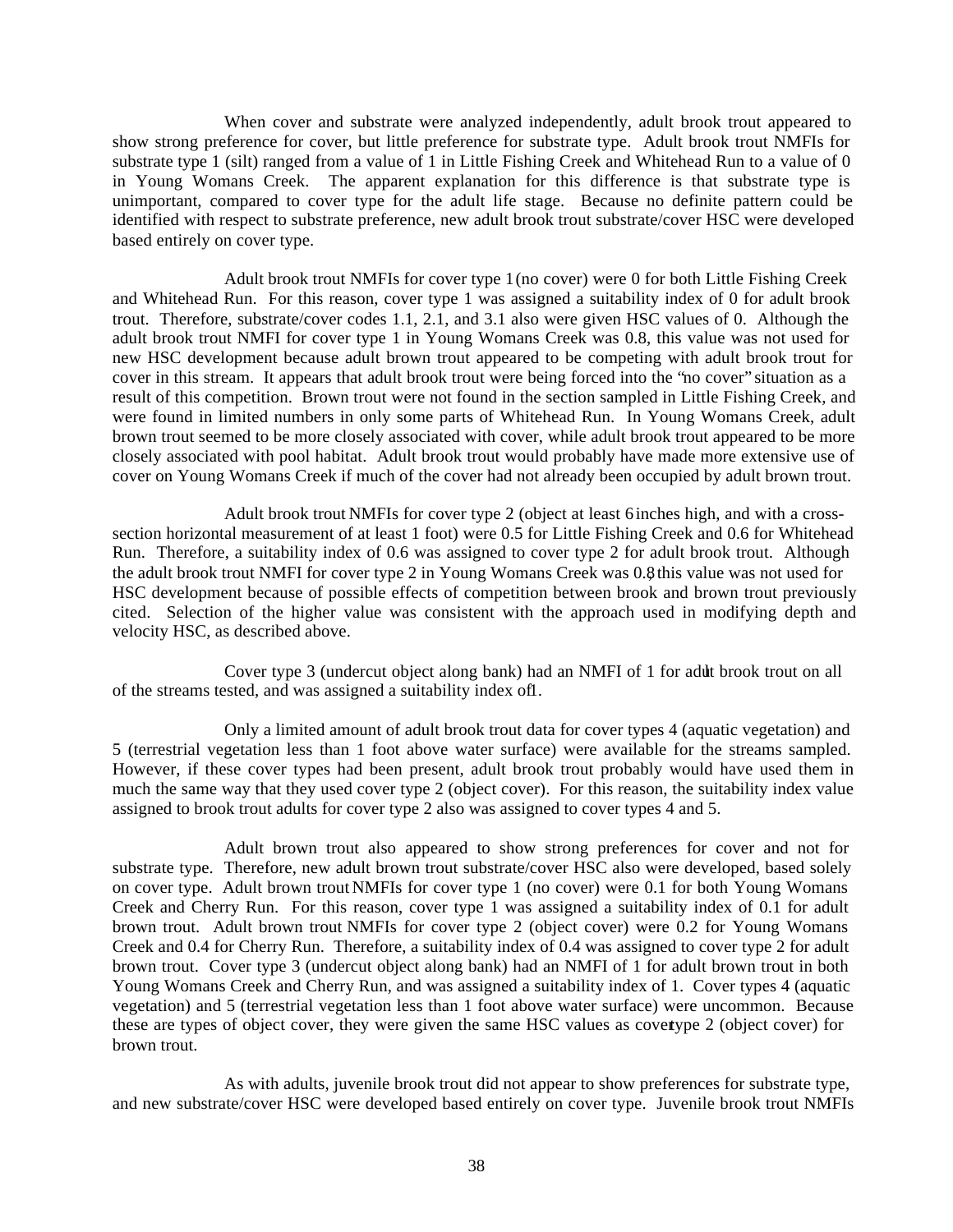When cover and substrate were analyzed independently, adult brook trout appeared to show strong preference for cover, but little preference for substrate type. Adult brook trout NMFIs for substrate type 1 (silt) ranged from a value of 1 in Little Fishing Creek and Whitehead Run to a value of 0 in Young Womans Creek. The apparent explanation for this difference is that substrate type is unimportant, compared to cover type for the adult life stage. Because no definite pattern could be identified with respect to substrate preference, new adult brook trout substrate/cover HSC were developed based entirely on cover type.

Adult brook trout NMFIs for cover type 1 (no cover) were 0 for both Little Fishing Creek and Whitehead Run. For this reason, cover type 1 was assigned a suitability index of 0 for adult brook trout. Therefore, substrate/cover codes 1.1, 2.1, and 3.1 also were given HSC values of 0. Although the adult brook trout NMFI for cover type 1 in Young Womans Creek was 0.8, this value was not used for new HSC development because adult brown trout appeared to be competing with adult brook trout for cover in this stream. It appears that adult brook trout were being forced into the "no cover" situation as a result of this competition. Brown trout were not found in the section sampled in Little Fishing Creek, and were found in limited numbers in only some parts of Whitehead Run. In Young Womans Creek, adult brown trout seemed to be more closely associated with cover, while adult brook trout appeared to be more closely associated with pool habitat. Adult brook trout would probably have made more extensive use of cover on Young Womans Creek if much of the cover had not already been occupied by adult brown trout.

Adult brook trout NMFIs for cover type 2 (object at least 6 inches high, and with a cross-section horizontal measurement of at least 1 foot) were 0.5 for Little Fishing Creek and 0.6 for Whitehead Run. Therefore, a suitability index of 0.6 was assigned to cover type 2 for adult brook trout. Although the adult brook trout NMFI for cover type 2 in Young Womans Creek was 0.8, this value was not used for HSC development because of possible effects of competition between brook and brown trout previously cited. Selection of the higher value was consistent with the approach used in modifying depth and velocity HSC, as described above.

Cover type 3 (undercut object along bank) had an NMFI of 1 for adult brook trout on all of the streams tested, and was assigned a suitability index of 1.

Only a limited amount of adult brook trout data for cover types 4 (aquatic vegetation) and 5 (terrestrial vegetation less than 1 foot above water surface) were available for the streams sampled. However, if these cover types had been present, adult brook trout probably would have used them in much the same way that they used cover type 2 (object cover). For this reason, the suitability index value assigned to brook trout adults for cover type 2 also was assigned to cover types 4 and 5.

Adult brown trout also appeared to show strong preferences for cover and not for substrate type. Therefore, new adult brown trout substrate/cover HSC also were developed, based solely on cover type. Adult brown trout NMFIs for cover type 1 (no cover) were 0.1 for both Young Womans Creek and Cherry Run. For this reason, cover type 1 was assigned a suitability index of 0.1 for adult brown trout. Adult brown trout NMFIs for cover type 2 (object cover) were 0.2 for Young Womans Creek and 0.4 for Cherry Run. Therefore, a suitability index of 0.4 was assigned to cover type 2 for adult brown trout. Cover type 3 (undercut object along bank) had an NMFI of 1 for adult brown trout in both Young Womans Creek and Cherry Run, and was assigned a suitability index of 1. Cover types 4 (aquatic vegetation) and 5 (terrestrial vegetation less than 1 foot above water surface) were uncommon. Because these are types of object cover, they were given the same HSC values as cover type 2 (object cover) for brown trout.

As with adults, juvenile brook trout did not appear to show preferences for substrate type, and new substrate/cover HSC were developed based entirely on cover type. Juvenile brook trout NMFIs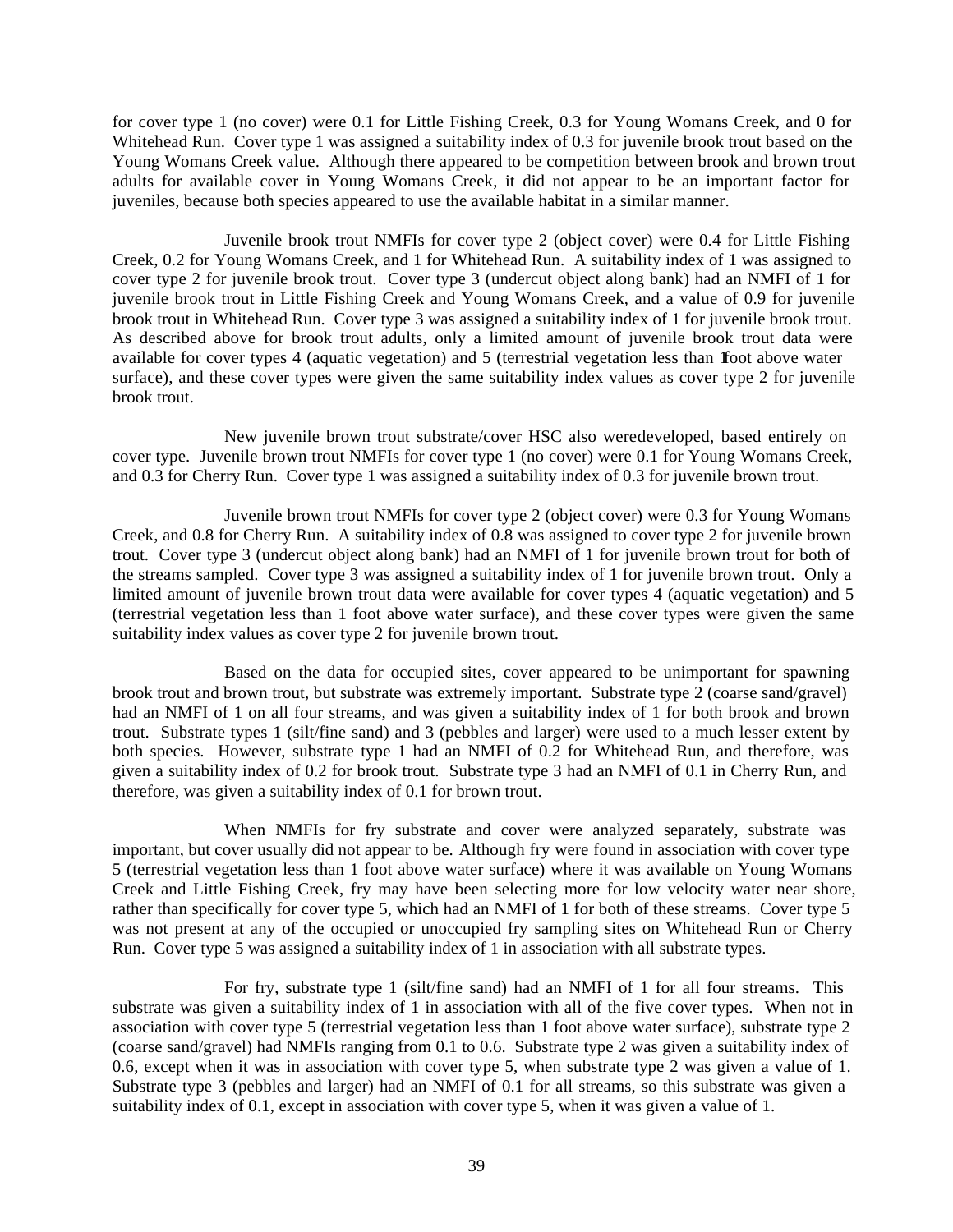for cover type 1 (no cover) were 0.1 for Little Fishing Creek, 0.3 for Young Womans Creek, and 0 for Whitehead Run. Cover type 1 was assigned a suitability index of 0.3 for juvenile brook trout based on the Young Womans Creek value. Although there appeared to be competition between brook and brown trout adults for available cover in Young Womans Creek, it did not appear to be an important factor for juveniles, because both species appeared to use the available habitat in a similar manner.

Juvenile brook trout NMFIs for cover type 2 (object cover) were 0.4 for Little Fishing Creek, 0.2 for Young Womans Creek, and 1 for Whitehead Run. A suitability index of 1 was assigned to cover type 2 for juvenile brook trout. Cover type 3 (undercut object along bank) had an NMFI of 1 for juvenile brook trout in Little Fishing Creek and Young Womans Creek, and a value of 0.9 for juvenile brook trout in Whitehead Run. Cover type 3 was assigned a suitability index of 1 for juvenile brook trout. As described above for brook trout adults, only a limited amount of juvenile brook trout data were available for cover types 4 (aquatic vegetation) and 5 (terrestrial vegetation less than 1 foot above water surface), and these cover types were given the same suitability index values as cover type 2 for juvenile brook trout.

New juvenile brown trout substrate/cover HSC also weredeveloped, based entirely on cover type. Juvenile brown trout NMFIs for cover type 1 (no cover) were 0.1 for Young Womans Creek, and 0.3 for Cherry Run. Cover type 1 was assigned a suitability index of 0.3 for juvenile brown trout.

Juvenile brown trout NMFIs for cover type 2 (object cover) were 0.3 for Young Womans Creek, and 0.8 for Cherry Run. A suitability index of 0.8 was assigned to cover type 2 for juvenile brown trout. Cover type 3 (undercut object along bank) had an NMFI of 1 for juvenile brown trout for both of the streams sampled. Cover type 3 was assigned a suitability index of 1 for juvenile brown trout. Only a limited amount of juvenile brown trout data were available for cover types 4 (aquatic vegetation) and 5 (terrestrial vegetation less than 1 foot above water surface), and these cover types were given the same suitability index values as cover type 2 for juvenile brown trout.

Based on the data for occupied sites, cover appeared to be unimportant for spawning brook trout and brown trout, but substrate was extremely important. Substrate type 2 (coarse sand/gravel) had an NMFI of 1 on all four streams, and was given a suitability index of 1 for both brook and brown trout. Substrate types 1 (silt/fine sand) and 3 (pebbles and larger) were used to a much lesser extent by both species. However, substrate type 1 had an NMFI of 0.2 for Whitehead Run, and therefore, was given a suitability index of 0.2 for brook trout. Substrate type 3 had an NMFI of 0.1 in Cherry Run, and therefore, was given a suitability index of 0.1 for brown trout.

When NMFIs for fry substrate and cover were analyzed separately, substrate was important, but cover usually did not appear to be. Although fry were found in association with cover type 5 (terrestrial vegetation less than 1 foot above water surface) where it was available on Young Womans Creek and Little Fishing Creek, fry may have been selecting more for low velocity water near shore, rather than specifically for cover type 5, which had an NMFI of 1 for both of these streams. Cover type 5 was not present at any of the occupied or unoccupied fry sampling sites on Whitehead Run or Cherry Run. Cover type 5 was assigned a suitability index of 1 in association with all substrate types.

For fry, substrate type 1 (silt/fine sand) had an NMFI of 1 for all four streams. This substrate was given a suitability index of 1 in association with all of the five cover types. When not in association with cover type 5 (terrestrial vegetation less than 1 foot above water surface), substrate type 2 (coarse sand/gravel) had NMFIs ranging from 0.1 to 0.6. Substrate type 2 was given a suitability index of 0.6, except when it was in association with cover type 5, when substrate type 2 was given a value of 1. Substrate type 3 (pebbles and larger) had an NMFI of 0.1 for all streams, so this substrate was given a suitability index of 0.1, except in association with cover type 5, when it was given a value of 1.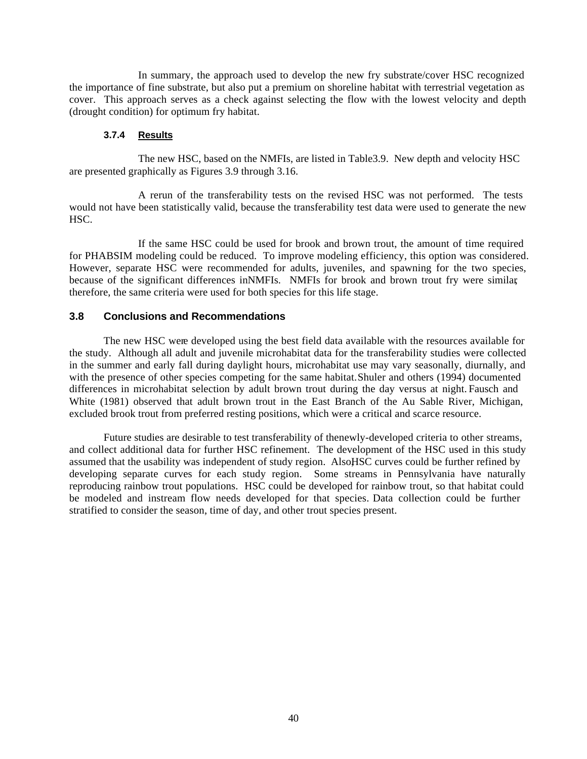In summary, the approach used to develop the new fry substrate/cover HSC recognized the importance of fine substrate, but also put a premium on shoreline habitat with terrestrial vegetation as cover. This approach serves as a check against selecting the flow with the lowest velocity and depth (drought condition) for optimum fry habitat.

#### 3.7.4 Results

The new HSC, based on the NMFIs, are listed in Table3.9. New depth and velocity HSC are presented graphically as Figures 3.9 through 3.16.

A rerun of the transferability tests on the revised HSC was not performed. The tests would not have been statistically valid, because the transferability test data were used to generate the new HSC.

If the same HSC could be used for brook and brown trout, the amount of time required for PHABSIM modeling could be reduced. To improve modeling efficiency, this option was considered. However, separate HSC were recommended for adults, juveniles, and spawning for the two species, because of the significant differences inNMFIs. NMFIs for brook and brown trout fry were similar; therefore, the same criteria were used for both species for this life stage.

### 3.8 Conclusions and Recommendations

The new HSC were developed using the best field data available with the resources available for the study. Although all adult and juvenile microhabitat data for the transferability studies were collected in the summer and early fall during daylight hours, microhabitat use may vary seasonally, diurnally, and with the presence of other species competing for the same habitat. Shuler and others (1994) documented differences in microhabitat selection by adult brown trout during the day versus at night. Fausch and White (1981) observed that adult brown trout in the East Branch of the Au Sable River, Michigan, excluded brook trout from preferred resting positions, which were a critical and scarce resource.

Future studies are desirable to test transferability of thenewly-developed criteria to other streams, and collect additional data for further HSC refinement. The development of the HSC used in this study assumed that the usability was independent of study region. Also, HSC curves could be further refined by developing separate curves for each study region. Some streams in Pennsylvania have naturally reproducing rainbow trout populations. HSC could be developed for rainbow trout, so that habitat could be modeled and instream flow needs developed for that species. Data collection could be further stratified to consider the season, time of day, and other trout species present.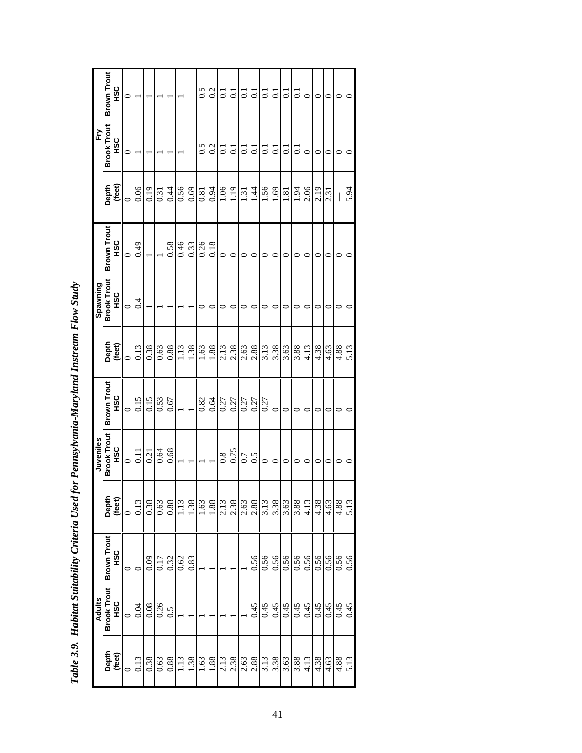***Table 3.9. Habitat Suitability Criteria Used for Pennsylvania-Maryland Instream Flow Study***

| Adults | | | Juveniles | | | Spawning | | | Fry | | |
|---|---|---|---|---|---|---|---|---|---|---|---|
| Depth (feet) | Brook Trout HSC | Brown Trout HSC | Depth (feet) | Brook Trout HSC | Brown Trout HSC | Depth (feet) | Brook Trout HSC | Brown Trout HSC | Depth (feet) | Brook Trout HSC | Brown Trout HSC |
| 0 | 0 | 0 | 0 | 0 | 0 | 0 | 0 | 0 | 0 | 0 | 0 |
| 0.13 | 0.04 | 0 | 0.13 | 0.11 | 0.15 | 0.13 | 0.4 | 0.49 | 0.06 | 1 | 1 |
| 0.38 | 0.08 | 0.09 | 0.38 | 0.21 | 0.15 | 0.38 | 1 | 1 | 0.19 | 1 | 1 |
| 0.63 | 0.26 | 0.17 | 0.63 | 0.64 | 0.53 | 0.63 | 1 | 1 | 0.31 | 1 | 1 |
| 0.88 | 0.5 | 0.32 | 0.88 | 0.68 | 0.67 | 0.88 | 1 | 0.58 | 0.44 | 1 | 1 |
| 1.13 | 1 | 0.62 | 1.13 | 1 | 1 | 1.13 | 1 | 0.46 | 0.56 | 1 | 1 |
| 1.38 | 1 | 0.83 | 1.38 | 1 | 1 | 1.38 | 1 | 0.33 | 0.69 | | |
| 1.63 | 1 | 1 | 1.63 | 1 | 0.82 | 1.63 | 0 | 0.26 | 0.81 | 0.5 | 0.5 |
| 1.88 | 1 | 1 | 1.88 | 1 | 0.64 | 1.88 | 0 | 0.18 | 0.94 | 0.2 | 0.2 |
| 2.13 | 1 | 1 | 2.13 | 0.8 | 0.27 | 2.13 | 0 | 0 | 1.06 | 0.1 | 0.1 |
| 2.38 | 1 | 1 | 2.38 | 0.75 | 0.27 | 2.38 | 0 | 0 | 1.19 | 0.1 | 0.1 |
| 2.63 | 1 | 1 | 2.63 | 0.7 | 0.27 | 2.63 | 0 | 0 | 1.31 | 0.1 | 0.1 |
| 2.88 | 0.45 | 0.56 | 2.88 | 0.5 | 0.27 | 2.88 | 0 | 0 | 1.44 | 0.1 | 0.1 |
| 3.13 | 0.45 | 0.56 | 3.13 | 0 | 0.27 | 3.13 | 0 | 0 | 1.56 | 0.1 | 0.1 |
| 3.38 | 0.45 | 0.56 | 3.38 | 0 | 0 | 3.38 | 0 | 0 | 1.69 | 0.1 | 0.1 |
| 3.63 | 0.45 | 0.56 | 3.63 | 0 | 0 | 3.63 | 0 | 0 | 1.81 | 0.1 | 0.1 |
| 3.88 | 0.45 | 0.56 | 3.88 | 0 | 0 | 3.88 | 0 | 0 | 1.94 | 0.1 | 0.1 |
| 4.13 | 0.45 | 0.56 | 4.13 | 0 | 0 | 4.13 | 0 | 0 | 2.06 | 0 | 0 |
| 4.38 | 0.45 | 0.56 | 4.38 | 0 | 0 | 4.38 | 0 | 0 | 2.19 | 0 | 0 |
| 4.63 | 0.45 | 0.56 | 4.63 | 0 | 0 | 4.63 | 0 | 0 | 2.31 | 0 | 0 |
| 4.88 | 0.45 | 0.56 | 4.88 | 0 | 0 | 4.88 | 0 | 0 | — | 0 | 0 |
| 5.13 | 0.45 | 0.56 | 5.13 | 0 | 0 | 5.13 | 0 | 0 | 5.94 | 0 | 0 |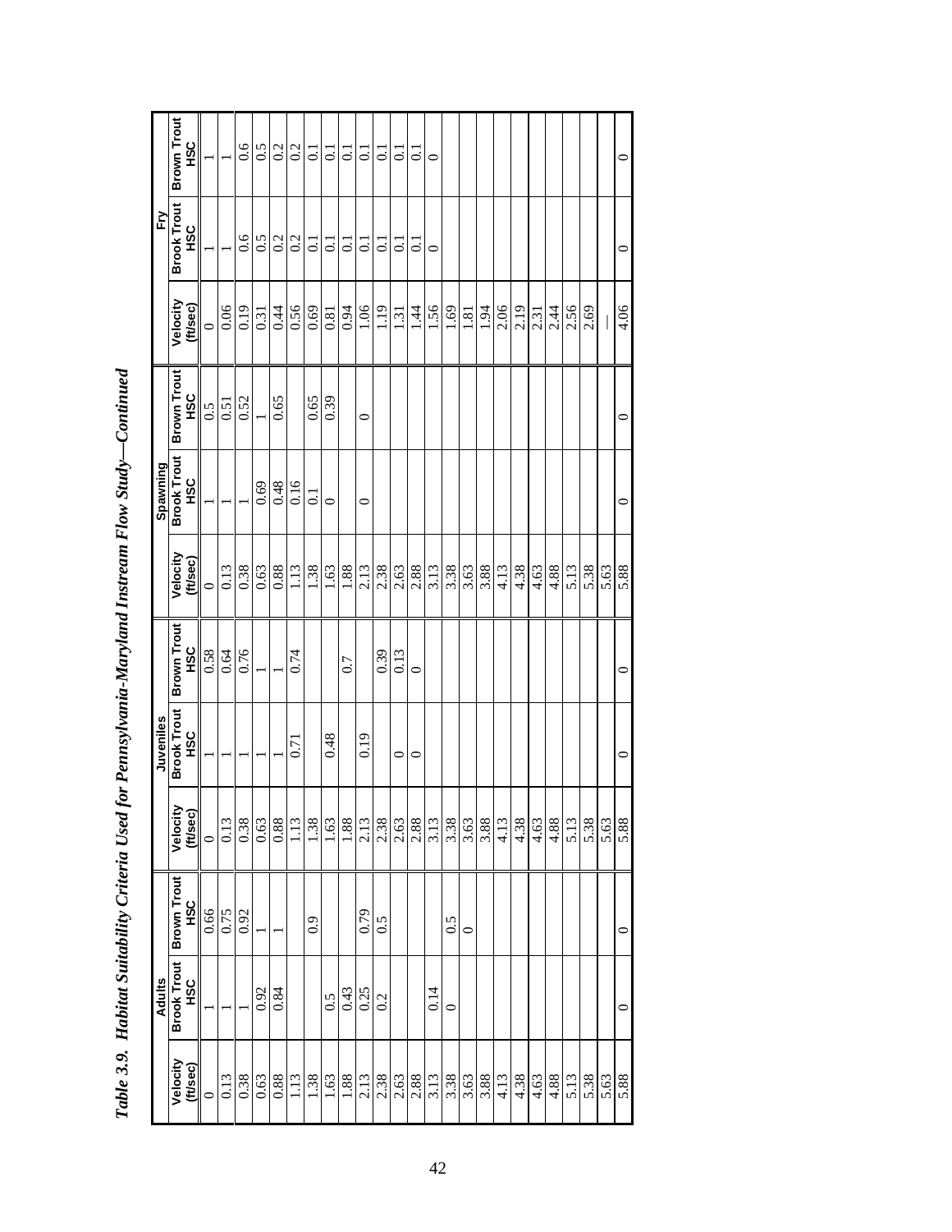*Table 3.9. Habitat Suitability Criteria Used for Pennsylvania-Maryland Instream Flow Study—Continued*

| Adults | | | Juveniles | | | Spawning | | | Fry | | |
|---|---|---|---|---|---|---|---|---|---|---|---|
| Velocity (ft/sec) | Brook Trout HSC | Brown Trout HSC | Velocity (ft/sec) | Brook Trout HSC | Brown Trout HSC | Velocity (ft/sec) | Brook Trout HSC | Brown Trout HSC | Velocity (ft/sec) | Brook Trout HSC | Brown Trout HSC |
| 0 | 1 | 0.66 | 0 | 1 | 0.58 | 0 | 1 | 0.5 | 0 | 1 | 1 |
| 0.13 | 1 | 0.75 | 0.13 | 1 | 0.64 | 0.13 | 1 | 0.51 | 0.06 | 1 | 1 |
| 0.38 | 1 | 0.92 | 0.38 | 1 | 0.76 | 0.38 | 1 | 0.52 | 0.19 | 0.6 | 0.6 |
| 0.63 | 0.92 | 1 | 0.63 | 1 | 1 | 0.63 | 0.69 | 1 | 0.31 | 0.5 | 0.5 |
| 0.88 | 0.84 | 1 | 0.88 | 1 | 1 | 0.88 | 0.48 | 0.65 | 0.44 | 0.2 | 0.2 |
| 1.13 | | | 1.13 | 0.71 | 0.74 | 1.13 | 0.16 | | 0.56 | 0.2 | 0.2 |
| 1.38 | | 0.9 | 1.38 | | | 1.38 | 0.1 | 0.65 | 0.69 | 0.1 | 0.1 |
| 1.63 | 0.5 | | 1.63 | 0.48 | | 1.63 | 0 | 0.39 | 0.81 | 0.1 | 0.1 |
| 1.88 | 0.43 | | 1.88 | | 0.7 | 1.88 | | | 0.94 | 0.1 | 0.1 |
| 2.13 | 0.25 | 0.79 | 2.13 | 0.19 | | 2.13 | 0 | 0 | 1.06 | 0.1 | 0.1 |
| 2.38 | 0.2 | 0.5 | 2.38 | | 0.39 | 2.38 | | | 1.19 | 0.1 | 0.1 |
| 2.63 | | | 2.63 | 0 | 0.13 | 2.63 | | | 1.31 | 0.1 | 0.1 |
| 2.88 | | | 2.88 | 0 | 0 | 2.88 | | | 1.44 | 0.1 | 0.1 |
| 3.13 | 0.14 | | 3.13 | | | 3.13 | | | 1.56 | 0 | 0 |
| 3.38 | 0 | 0.5 | 3.38 | | | 3.38 | | | 1.69 | | |
| 3.63 | | 0 | 3.63 | | | 3.63 | | | 1.81 | | |
| 3.88 | | | 3.88 | | | 3.88 | | | 1.94 | | |
| 4.13 | | | 4.13 | | | 4.13 | | | 2.06 | | |
| 4.38 | | | 4.38 | | | 4.38 | | | 2.19 | | |
| 4.63 | | | 4.63 | | | 4.63 | | | 2.31 | | |
| 4.88 | | | 4.88 | | | 4.88 | | | 2.44 | | |
| 5.13 | | | 5.13 | | | 5.13 | | | 2.56 | | |
| 5.38 | | | 5.38 | | | 5.38 | | | 2.69 | | |
| 5.63 | | | 5.63 | | | 5.63 | | | — | | |
| 5.88 | 0 | 0 | 5.88 | 0 | 0 | 5.88 | 0 | 0 | 4.06 | 0 | 0 |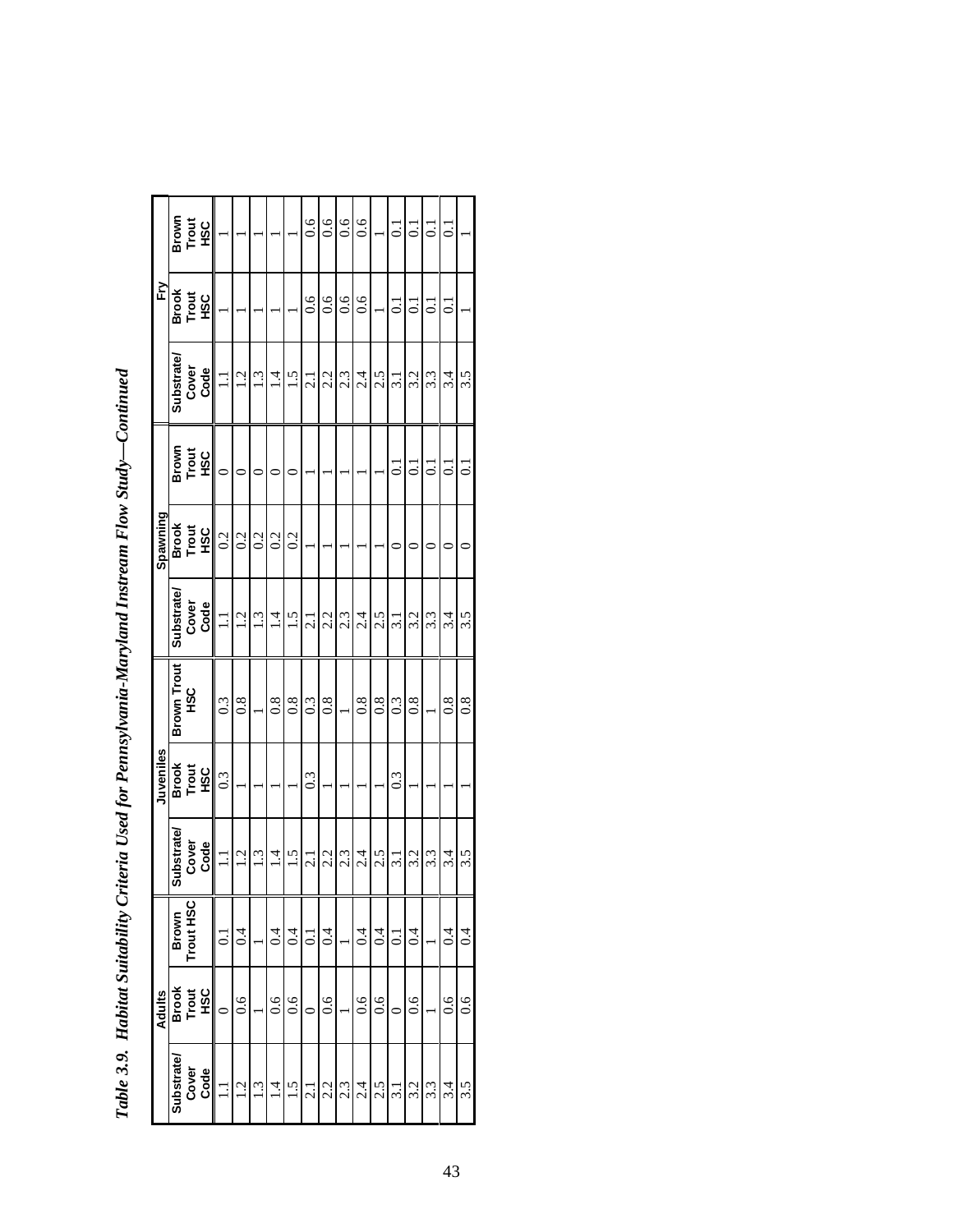*Table 3.9. Habitat Suitability Criteria Used for Pennsylvania-Maryland Instream Flow Study—Continued*

| Adults | | | Juveniles | | | Spawning | | | Fry | | |
|---|---|---|---|---|---|---|---|---|---|---|---|
| Substrate/ Cover Code | Brook Trout HSC | Brown Trout HSC | Substrate/ Cover Code | Brook Trout HSC | Brown Trout HSC | Substrate/ Cover Code | Brook Trout HSC | Brown Trout HSC | Substrate/ Cover Code | Brook Trout HSC | Brown Trout HSC |
| 1.1 | 0 | 0.1 | 1.1 | 0.3 | 0.3 | 1.1 | 0.2 | 0 | 1.1 | 1 | 1 |
| 1.2 | 0.6 | 0.4 | 1.2 | 1 | 0.8 | 1.2 | 0.2 | 0 | 1.2 | 1 | 1 |
| 1.3 | 1 | 1 | 1.3 | 1 | 1 | 1.3 | 0.2 | 0 | 1.3 | 1 | 1 |
| 1.4 | 0.6 | 0.4 | 1.4 | 1 | 0.8 | 1.4 | 0.2 | 0 | 1.4 | 1 | 1 |
| 1.5 | 0.6 | 0.4 | 1.5 | 1 | 0.8 | 1.5 | 0.2 | 0 | 1.5 | 1 | 1 |
| 2.1 | 0 | 0.1 | 2.1 | 0.3 | 0.3 | 2.1 | 1 | 1 | 2.1 | 0.6 | 0.6 |
| 2.2 | 0.6 | 0.4 | 2.2 | 1 | 0.8 | 2.2 | 1 | 1 | 2.2 | 0.6 | 0.6 |
| 2.3 | 1 | 1 | 2.3 | 1 | 1 | 2.3 | 1 | 1 | 2.3 | 0.6 | 0.6 |
| 2.4 | 0.6 | 0.4 | 2.4 | 1 | 0.8 | 2.4 | 1 | 1 | 2.4 | 0.6 | 0.6 |
| 2.5 | 0.6 | 0.4 | 2.5 | 1 | 0.8 | 2.5 | 1 | 1 | 2.5 | 1 | 1 |
| 3.1 | 0 | 0.1 | 3.1 | 0.3 | 0.3 | 3.1 | 0 | 0.1 | 3.1 | 0.1 | 0.1 |
| 3.2 | 0.6 | 0.4 | 3.2 | 1 | 0.8 | 3.2 | 0 | 0.1 | 3.2 | 0.1 | 0.1 |
| 3.3 | 1 | 1 | 3.3 | 1 | 1 | 3.3 | 0 | 0.1 | 3.3 | 0.1 | 0.1 |
| 3.4 | 0.6 | 0.4 | 3.4 | 1 | 0.8 | 3.4 | 0 | 0.1 | 3.4 | 0.1 | 0.1 |
| 3.5 | 0.6 | 0.4 | 3.5 | 1 | 0.8 | 3.5 | 0 | 0.1 | 3.5 | 1 | 1 |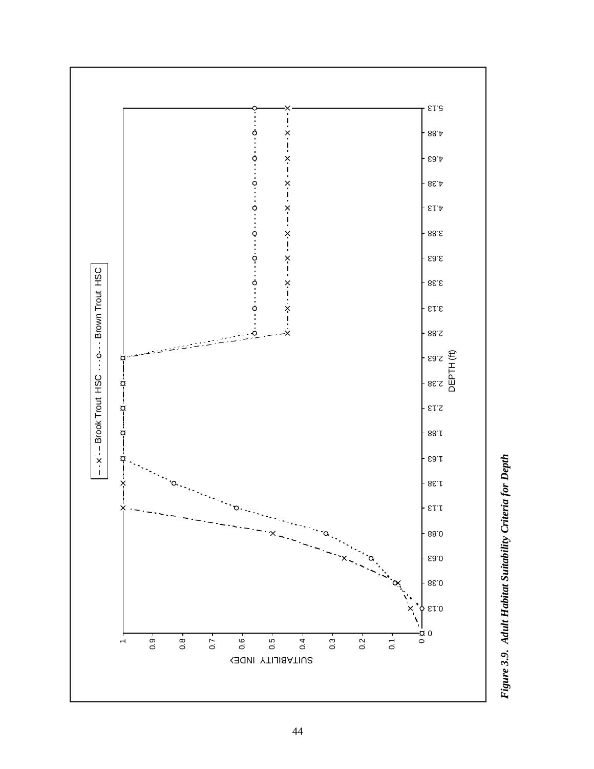*Figure 3.9. Adult Habitat Suitability Criteria for Depth*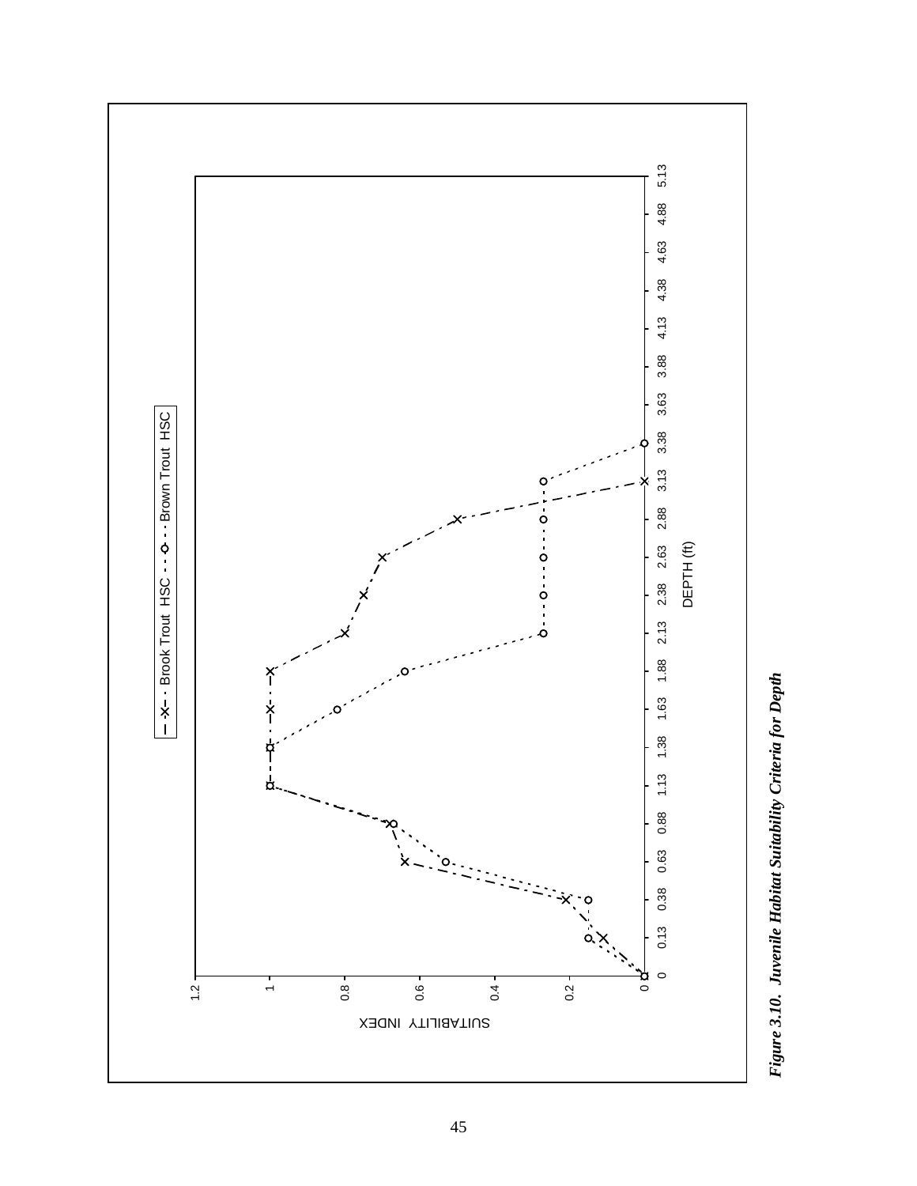***Figure 3.10. Juvenile Habitat Suitability Criteria for Depth***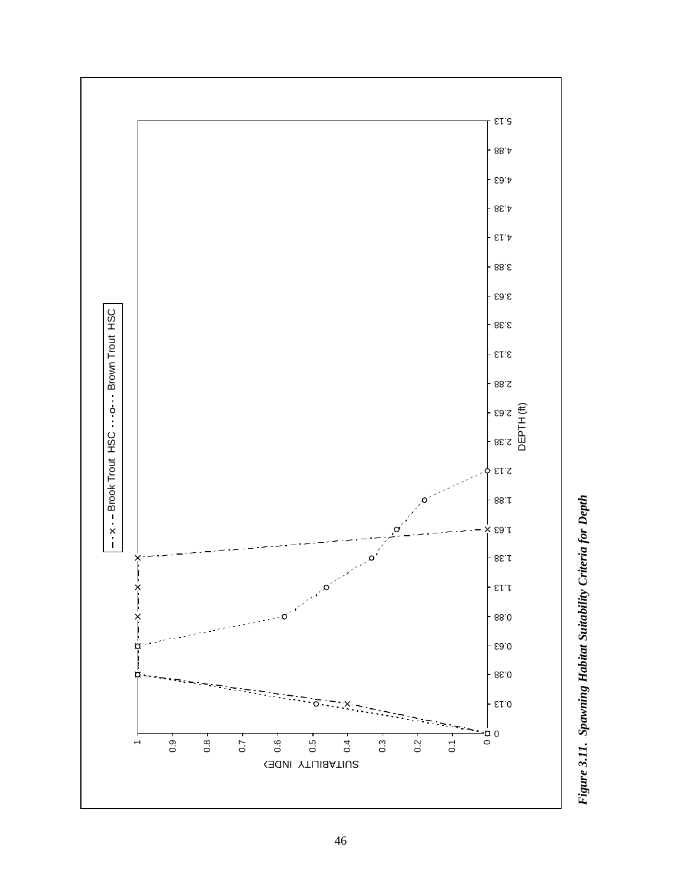*Figure 3.11. Spawning Habitat Suitability Criteria for Depth*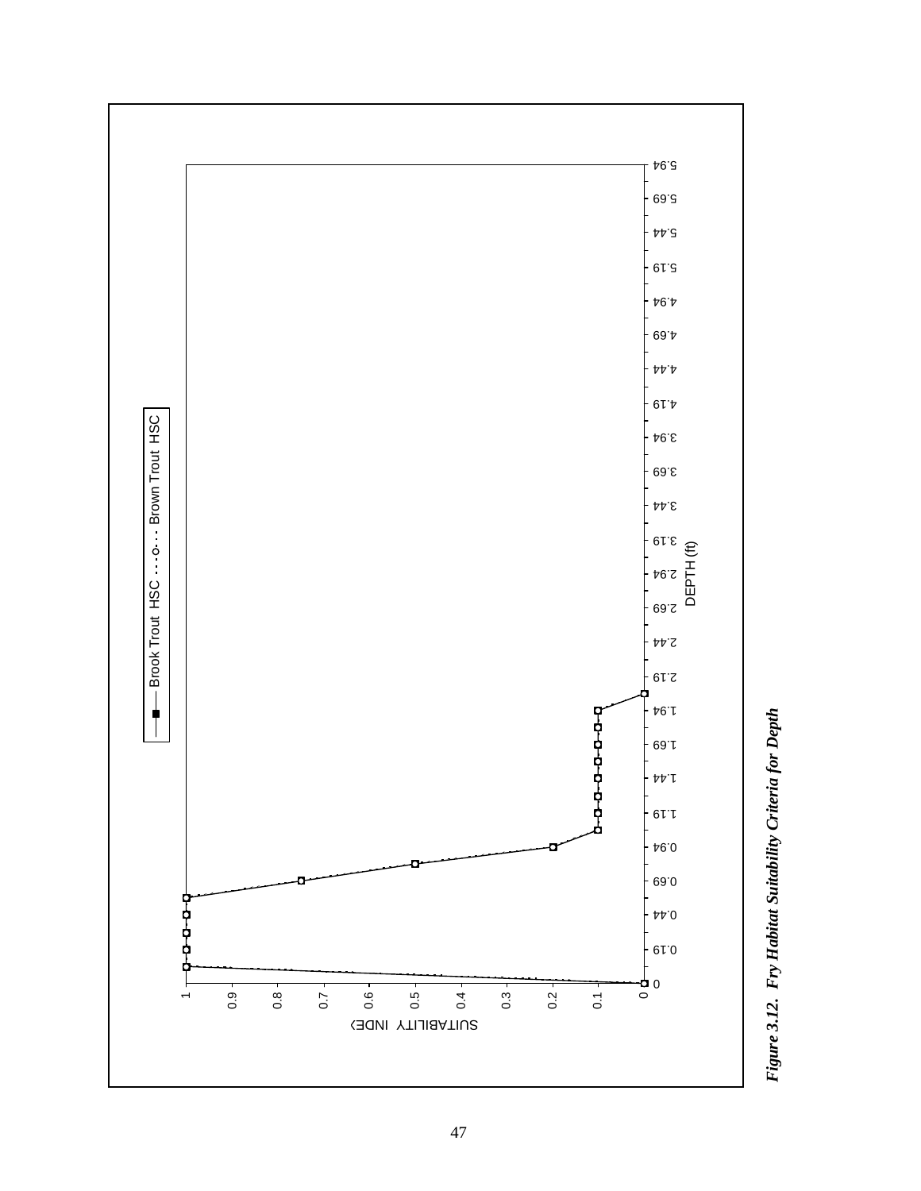*Figure 3.12. Fry Habitat Suitability Criteria for Depth*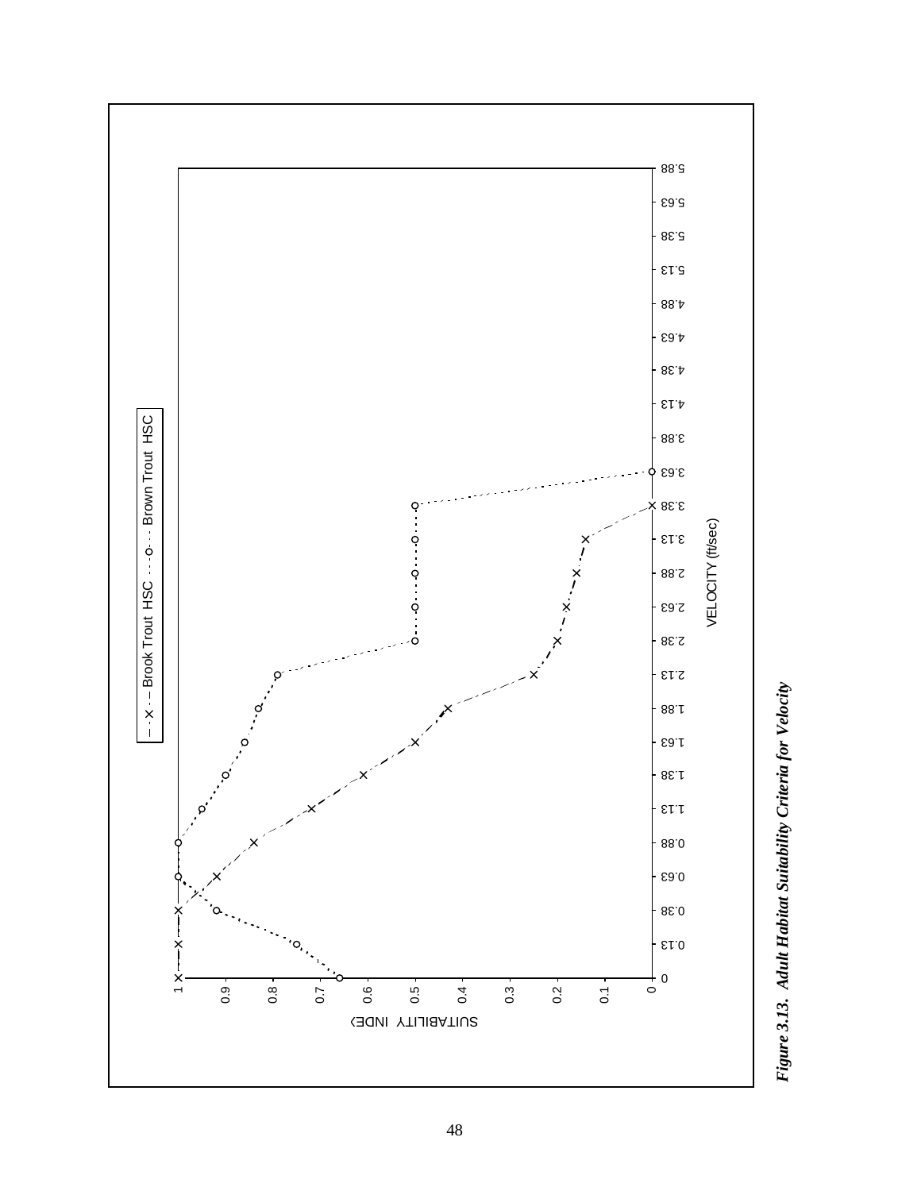| VELOCITY (ft/sec) | Brook Trout HSC | Brown Trout HSC |
|---|---|---|
| 0 | 1 | 0.66 |
| 0.13 | 1 | 0.75 |
| 0.38 | 1 | 0.92 |
| 0.63 | 0.92 | 1 |
| 0.88 | 0.84 | 1 |
| 1.13 | 0.72 | 0.95 |
| 1.38 | 0.61 | 0.9 |
| 1.63 | 0.5 | 0.86 |
| 1.88 | 0.43 | 0.83 |
| 2.13 | 0.25 | 0.79 |
| 2.38 | 0.2 | 0.5 |
| 2.63 | 0.18 | 0.5 |
| 2.88 | 0.16 | 0.5 |
| 3.13 | 0.14 | 0.5 |
| 3.38 | 0 | 0.5 |
| 3.63 | | 0 |

*Figure 3.13. Adult Habitat Suitability Criteria for Velocity*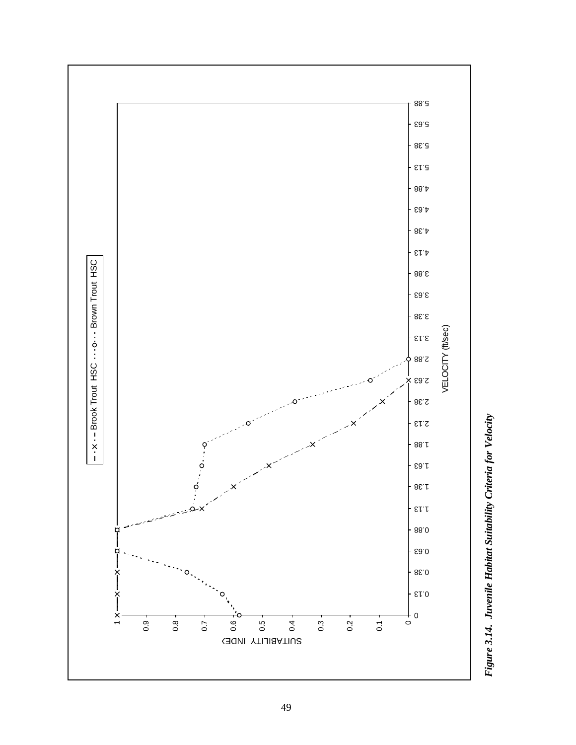*Figure 3.14. Juvenile Habitat Suitability Criteria for Velocity*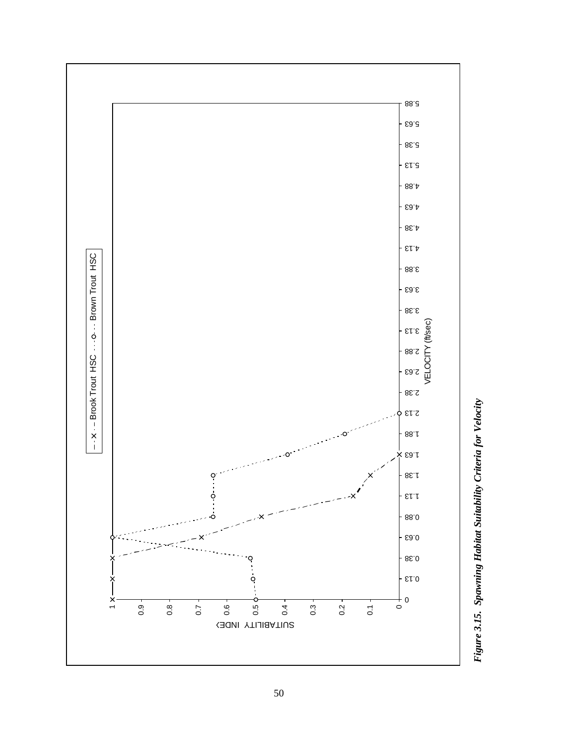***Figure 3.15. Spawning Habitat Suitability Criteria for Velocity***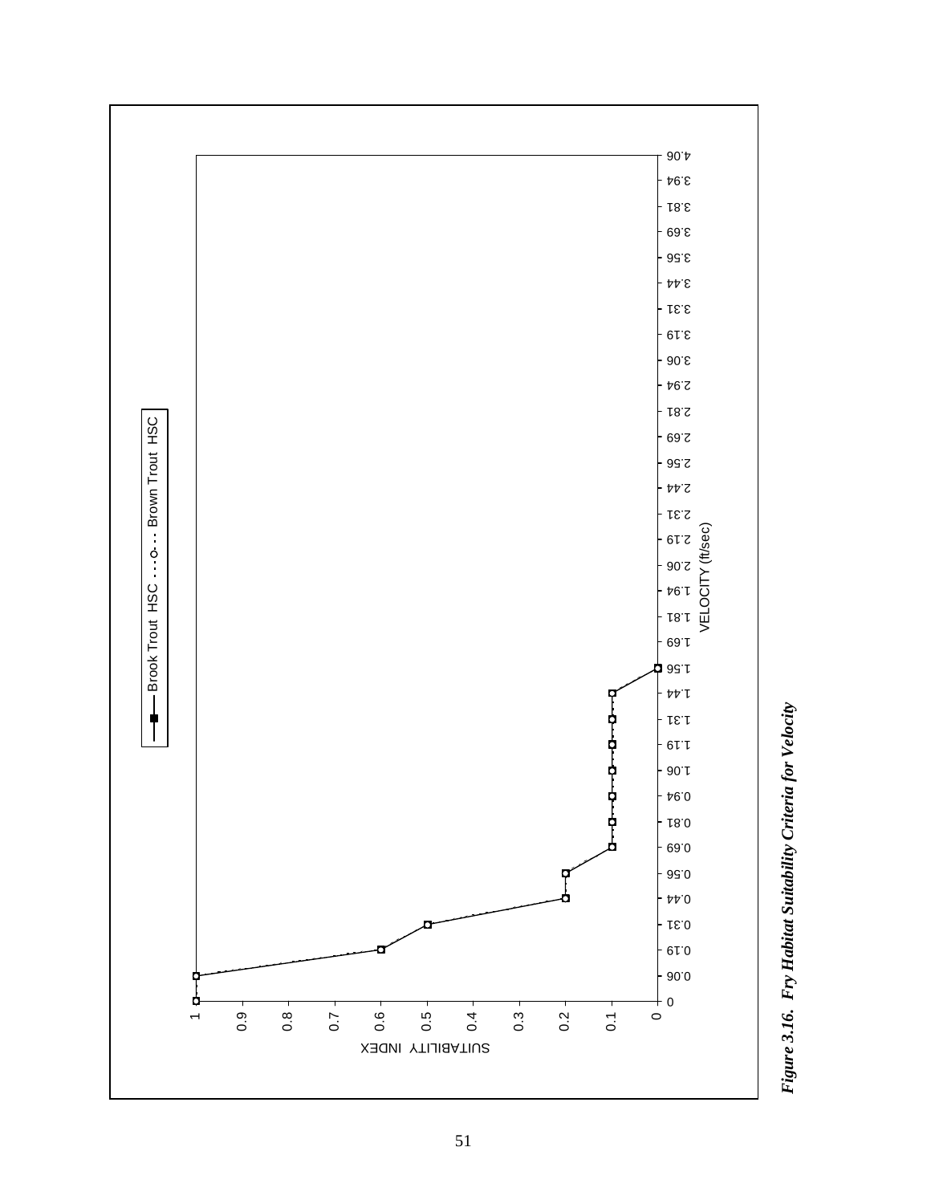Brook Trout HSC
Brown Trout HSC

SUITABILITY INDEX

1
0.9
0.8
0.7
0.6
0.5
0.4
0.3
0.2
0.1
0

VELOCITY (ft/sec)

0
0.06
0.19
0.31
0.44
0.56
0.69
0.81
0.94
1.06
1.19
1.31
1.44
1.56
1.69
1.81
1.94
2.06
2.19
2.31
2.44
2.56
2.69
2.81
2.94
3.06
3.19
3.31
3.44
3.56
3.69
3.81
3.94
4.06

***Figure 3.16. Fry Habitat Suitability Criteria for Velocity***